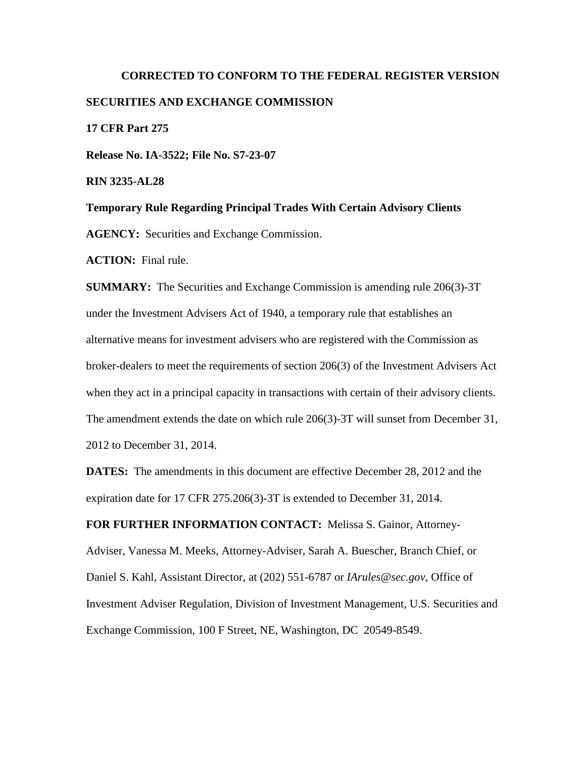**CORRECTED TO CONFORM TO THE FEDERAL REGISTER VERSION**

**SECURITIES AND EXCHANGE COMMISSION**

**17 CFR Part 275**

**Release No. IA-3522; File No. S7-23-07**

**RIN 3235-AL28**

**Temporary Rule Regarding Principal Trades With Certain Advisory Clients**

**AGENCY:** Securities and Exchange Commission.

**ACTION:** Final rule.

**SUMMARY:** The Securities and Exchange Commission is amending rule 206(3)-3T under the Investment Advisers Act of 1940, a temporary rule that establishes an alternative means for investment advisers who are registered with the Commission as broker-dealers to meet the requirements of section 206(3) of the Investment Advisers Act when they act in a principal capacity in transactions with certain of their advisory clients. The amendment extends the date on which rule 206(3)-3T will sunset from December 31, 2012 to December 31, 2014.

**DATES:** The amendments in this document are effective December 28, 2012 and the expiration date for 17 CFR 275.206(3)-3T is extended to December 31, 2014.

**FOR FURTHER INFORMATION CONTACT:** Melissa S. Gainor, Attorney-Adviser, Vanessa M. Meeks, Attorney-Adviser, Sarah A. Buescher, Branch Chief, or Daniel S. Kahl, Assistant Director, at (202) 551-6787 or *IArules@sec.gov*, Office of Investment Adviser Regulation, Division of Investment Management, U.S. Securities and Exchange Commission, 100 F Street, NE, Washington, DC 20549-8549.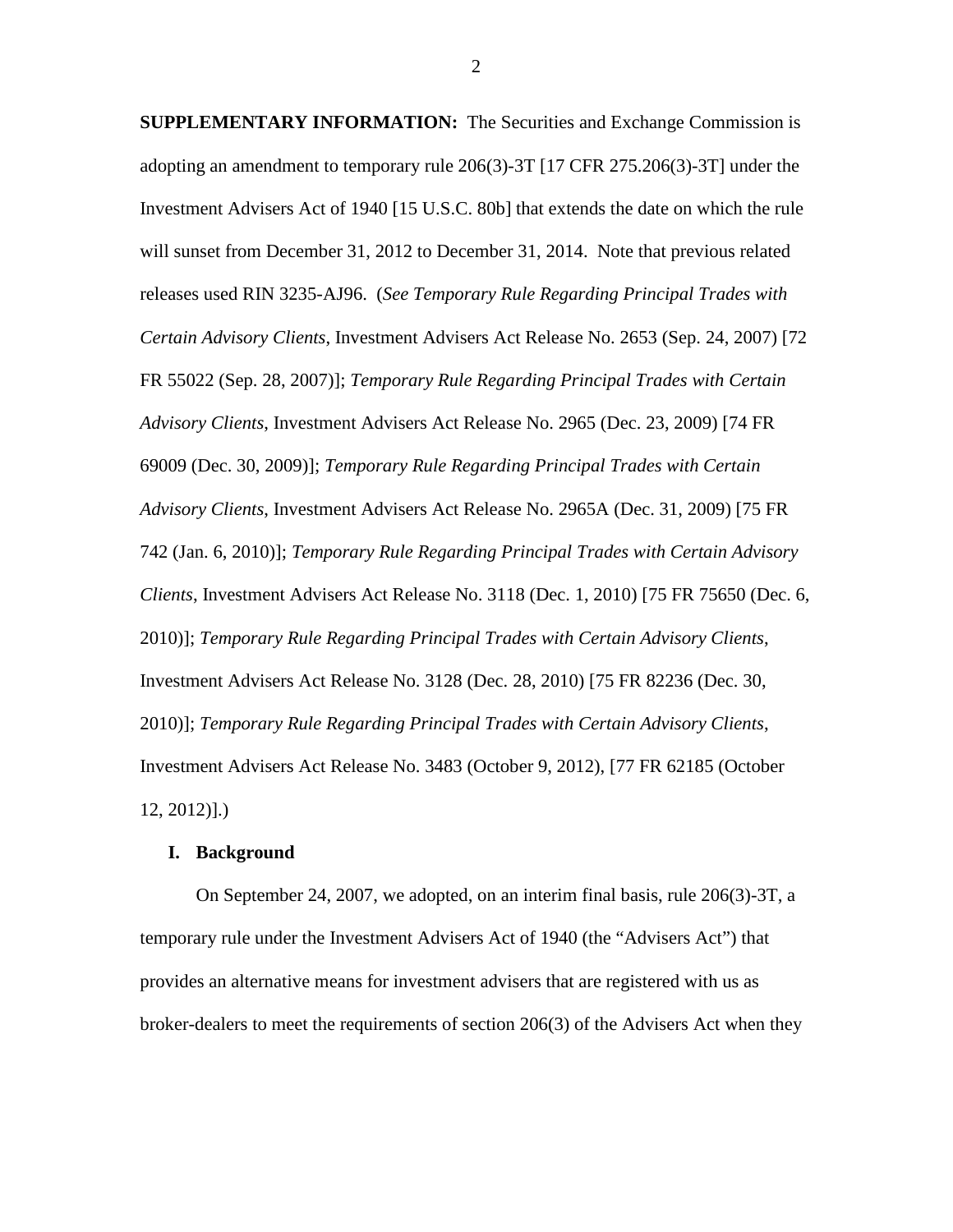**SUPPLEMENTARY INFORMATION:** The Securities and Exchange Commission is adopting an amendment to temporary rule 206(3)-3T [17 CFR 275.206(3)-3T] under the Investment Advisers Act of 1940 [15 U.S.C. 80b] that extends the date on which the rule will sunset from December 31, 2012 to December 31, 2014. Note that previous related releases used RIN 3235-AJ96. (*See Temporary Rule Regarding Principal Trades with Certain Advisory Clients*, Investment Advisers Act Release No. 2653 (Sep. 24, 2007) [72 FR 55022 (Sep. 28, 2007)]; *Temporary Rule Regarding Principal Trades with Certain Advisory Clients*, Investment Advisers Act Release No. 2965 (Dec. 23, 2009) [74 FR 69009 (Dec. 30, 2009)]; *Temporary Rule Regarding Principal Trades with Certain Advisory Clients*, Investment Advisers Act Release No. 2965A (Dec. 31, 2009) [75 FR 742 (Jan. 6, 2010)]; *Temporary Rule Regarding Principal Trades with Certain Advisory Clients*, Investment Advisers Act Release No. 3118 (Dec. 1, 2010) [75 FR 75650 (Dec. 6, 2010)]; *Temporary Rule Regarding Principal Trades with Certain Advisory Clients*, Investment Advisers Act Release No. 3128 (Dec. 28, 2010) [75 FR 82236 (Dec. 30, 2010)]; *Temporary Rule Regarding Principal Trades with Certain Advisory Clients*, Investment Advisers Act Release No. 3483 (October 9, 2012), [77 FR 62185 (October 12, 2012)].)

## I. Background

On September 24, 2007, we adopted, on an interim final basis, rule 206(3)-3T, a temporary rule under the Investment Advisers Act of 1940 (the "Advisers Act") that provides an alternative means for investment advisers that are registered with us as broker-dealers to meet the requirements of section 206(3) of the Advisers Act when they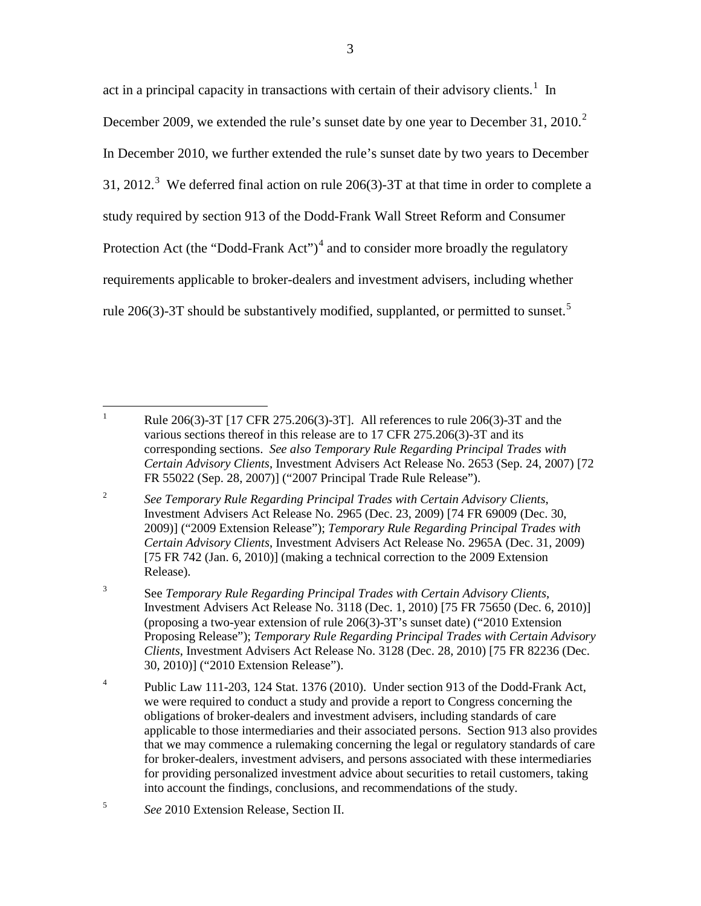act in a principal capacity in transactions with certain of their advisory clients.[1] In December 2009, we extended the rule's sunset date by one year to December 31, 2010.[2] In December 2010, we further extended the rule's sunset date by two years to December 31, 2012.[3] We deferred final action on rule 206(3)-3T at that time in order to complete a study required by section 913 of the Dodd-Frank Wall Street Reform and Consumer Protection Act (the "Dodd-Frank Act")[4] and to consider more broadly the regulatory requirements applicable to broker-dealers and investment advisers, including whether rule 206(3)-3T should be substantively modified, supplanted, or permitted to sunset.[5]

---

[1] Rule 206(3)-3T [17 CFR 275.206(3)-3T]. All references to rule 206(3)-3T and the various sections thereof in this release are to 17 CFR 275.206(3)-3T and its corresponding sections. *See also Temporary Rule Regarding Principal Trades with Certain Advisory Clients*, Investment Advisers Act Release No. 2653 (Sep. 24, 2007) [72 FR 55022 (Sep. 28, 2007)] ("2007 Principal Trade Rule Release").

[2] *See Temporary Rule Regarding Principal Trades with Certain Advisory Clients*, Investment Advisers Act Release No. 2965 (Dec. 23, 2009) [74 FR 69009 (Dec. 30, 2009)] ("2009 Extension Release"); *Temporary Rule Regarding Principal Trades with Certain Advisory Clients*, Investment Advisers Act Release No. 2965A (Dec. 31, 2009) [75 FR 742 (Jan. 6, 2010)] (making a technical correction to the 2009 Extension Release).

[3] See *Temporary Rule Regarding Principal Trades with Certain Advisory Clients*, Investment Advisers Act Release No. 3118 (Dec. 1, 2010) [75 FR 75650 (Dec. 6, 2010)] (proposing a two-year extension of rule 206(3)-3T's sunset date) ("2010 Extension Proposing Release"); *Temporary Rule Regarding Principal Trades with Certain Advisory Clients*, Investment Advisers Act Release No. 3128 (Dec. 28, 2010) [75 FR 82236 (Dec. 30, 2010)] ("2010 Extension Release").

[4] Public Law 111-203, 124 Stat. 1376 (2010). Under section 913 of the Dodd-Frank Act, we were required to conduct a study and provide a report to Congress concerning the obligations of broker-dealers and investment advisers, including standards of care applicable to those intermediaries and their associated persons. Section 913 also provides that we may commence a rulemaking concerning the legal or regulatory standards of care for broker-dealers, investment advisers, and persons associated with these intermediaries for providing personalized investment advice about securities to retail customers, taking into account the findings, conclusions, and recommendations of the study.

[5] *See* 2010 Extension Release, Section II.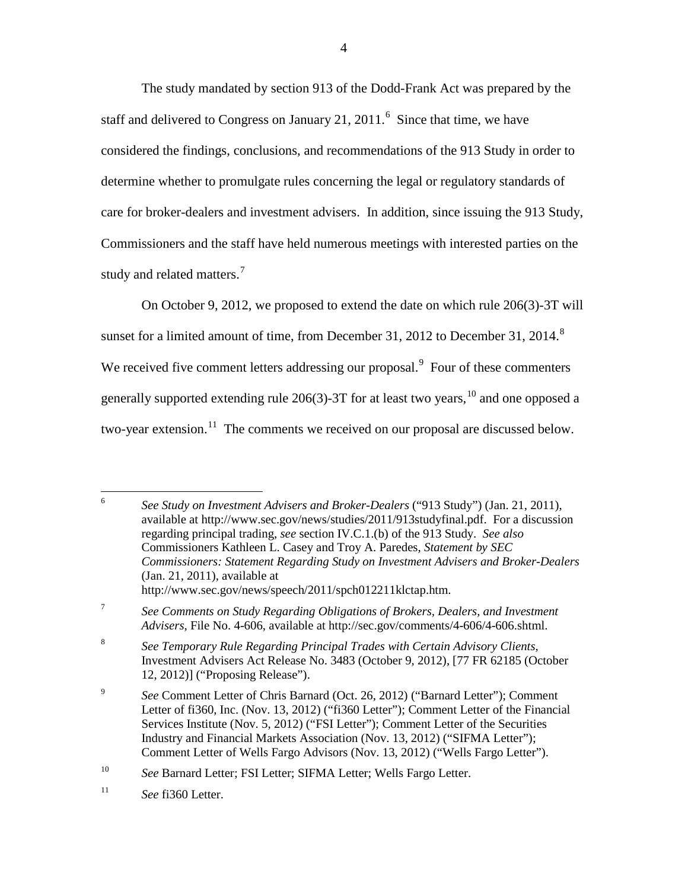The study mandated by section 913 of the Dodd-Frank Act was prepared by the staff and delivered to Congress on January 21, 2011.[6] Since that time, we have considered the findings, conclusions, and recommendations of the 913 Study in order to determine whether to promulgate rules concerning the legal or regulatory standards of care for broker-dealers and investment advisers. In addition, since issuing the 913 Study, Commissioners and the staff have held numerous meetings with interested parties on the study and related matters.[7]

On October 9, 2012, we proposed to extend the date on which rule 206(3)-3T will sunset for a limited amount of time, from December 31, 2012 to December 31, 2014.[8] We received five comment letters addressing our proposal.[9] Four of these commenters generally supported extending rule 206(3)-3T for at least two years,[10] and one opposed a two-year extension.[11] The comments we received on our proposal are discussed below.

---

[6] *See Study on Investment Advisers and Broker-Dealers* ("913 Study") (Jan. 21, 2011), available at http://www.sec.gov/news/studies/2011/913studyfinal.pdf. For a discussion regarding principal trading, *see* section IV.C.1.(b) of the 913 Study. *See also* Commissioners Kathleen L. Casey and Troy A. Paredes, *Statement by SEC Commissioners: Statement Regarding Study on Investment Advisers and Broker-Dealers* (Jan. 21, 2011), available at http://www.sec.gov/news/speech/2011/spch012211klctap.htm.

[7] *See Comments on Study Regarding Obligations of Brokers, Dealers, and Investment Advisers*, File No. 4-606, available at http://sec.gov/comments/4-606/4-606.shtml.

[8] *See Temporary Rule Regarding Principal Trades with Certain Advisory Clients*, Investment Advisers Act Release No. 3483 (October 9, 2012), [77 FR 62185 (October 12, 2012)] ("Proposing Release").

[9] *See* Comment Letter of Chris Barnard (Oct. 26, 2012) ("Barnard Letter"); Comment Letter of fi360, Inc. (Nov. 13, 2012) ("fi360 Letter"); Comment Letter of the Financial Services Institute (Nov. 5, 2012) ("FSI Letter"); Comment Letter of the Securities Industry and Financial Markets Association (Nov. 13, 2012) ("SIFMA Letter"); Comment Letter of Wells Fargo Advisors (Nov. 13, 2012) ("Wells Fargo Letter").

[10] *See* Barnard Letter; FSI Letter; SIFMA Letter; Wells Fargo Letter.

[11] *See* fi360 Letter.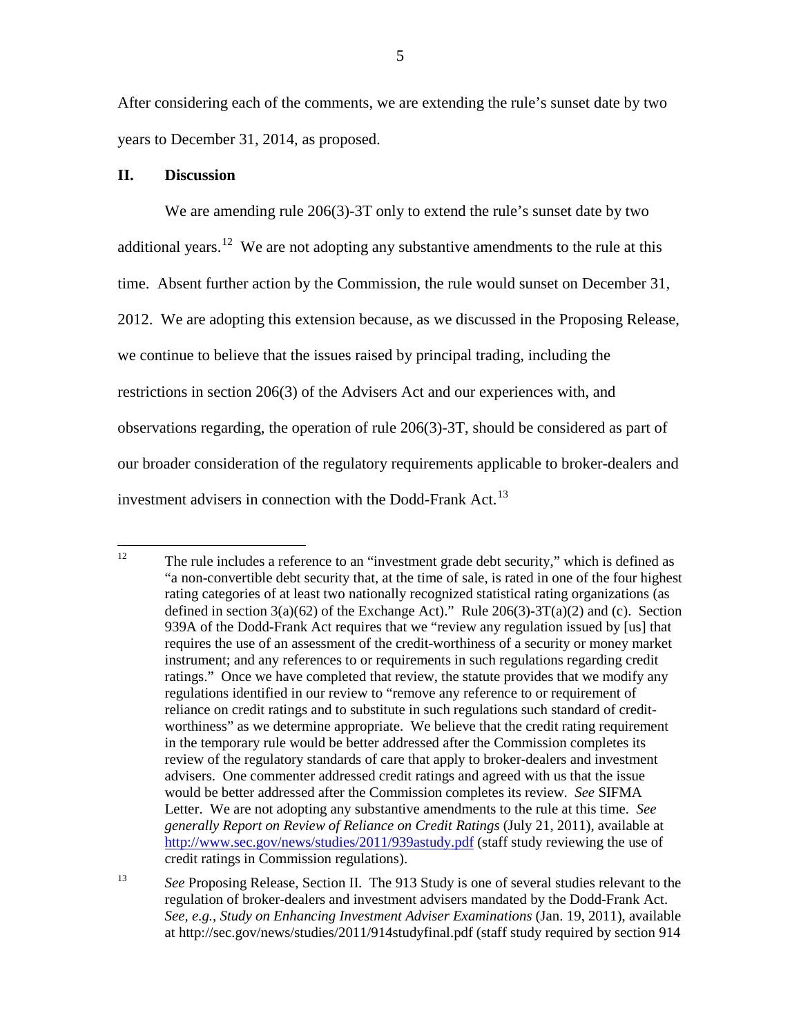After considering each of the comments, we are extending the rule's sunset date by two years to December 31, 2014, as proposed.

## II. Discussion

We are amending rule 206(3)-3T only to extend the rule's sunset date by two additional years.[12] We are not adopting any substantive amendments to the rule at this time. Absent further action by the Commission, the rule would sunset on December 31, 2012. We are adopting this extension because, as we discussed in the Proposing Release, we continue to believe that the issues raised by principal trading, including the restrictions in section 206(3) of the Advisers Act and our experiences with, and observations regarding, the operation of rule 206(3)-3T, should be considered as part of our broader consideration of the regulatory requirements applicable to broker-dealers and investment advisers in connection with the Dodd-Frank Act.[13]

---

[12] The rule includes a reference to an "investment grade debt security," which is defined as "a non-convertible debt security that, at the time of sale, is rated in one of the four highest rating categories of at least two nationally recognized statistical rating organizations (as defined in section 3(a)(62) of the Exchange Act)." Rule 206(3)-3T(a)(2) and (c). Section 939A of the Dodd-Frank Act requires that we "review any regulation issued by [us] that requires the use of an assessment of the credit-worthiness of a security or money market instrument; and any references to or requirements in such regulations regarding credit ratings." Once we have completed that review, the statute provides that we modify any regulations identified in our review to "remove any reference to or requirement of reliance on credit ratings and to substitute in such regulations such standard of credit-worthiness" as we determine appropriate. We believe that the credit rating requirement in the temporary rule would be better addressed after the Commission completes its review of the regulatory standards of care that apply to broker-dealers and investment advisers. One commenter addressed credit ratings and agreed with us that the issue would be better addressed after the Commission completes its review. *See* SIFMA Letter. We are not adopting any substantive amendments to the rule at this time. *See generally Report on Review of Reliance on Credit Ratings* (July 21, 2011), available at http://www.sec.gov/news/studies/2011/939astudy.pdf (staff study reviewing the use of credit ratings in Commission regulations).

[13] *See* Proposing Release, Section II. The 913 Study is one of several studies relevant to the regulation of broker-dealers and investment advisers mandated by the Dodd-Frank Act. *See, e.g.*, *Study on Enhancing Investment Adviser Examinations* (Jan. 19, 2011), available at http://sec.gov/news/studies/2011/914studyfinal.pdf (staff study required by section 914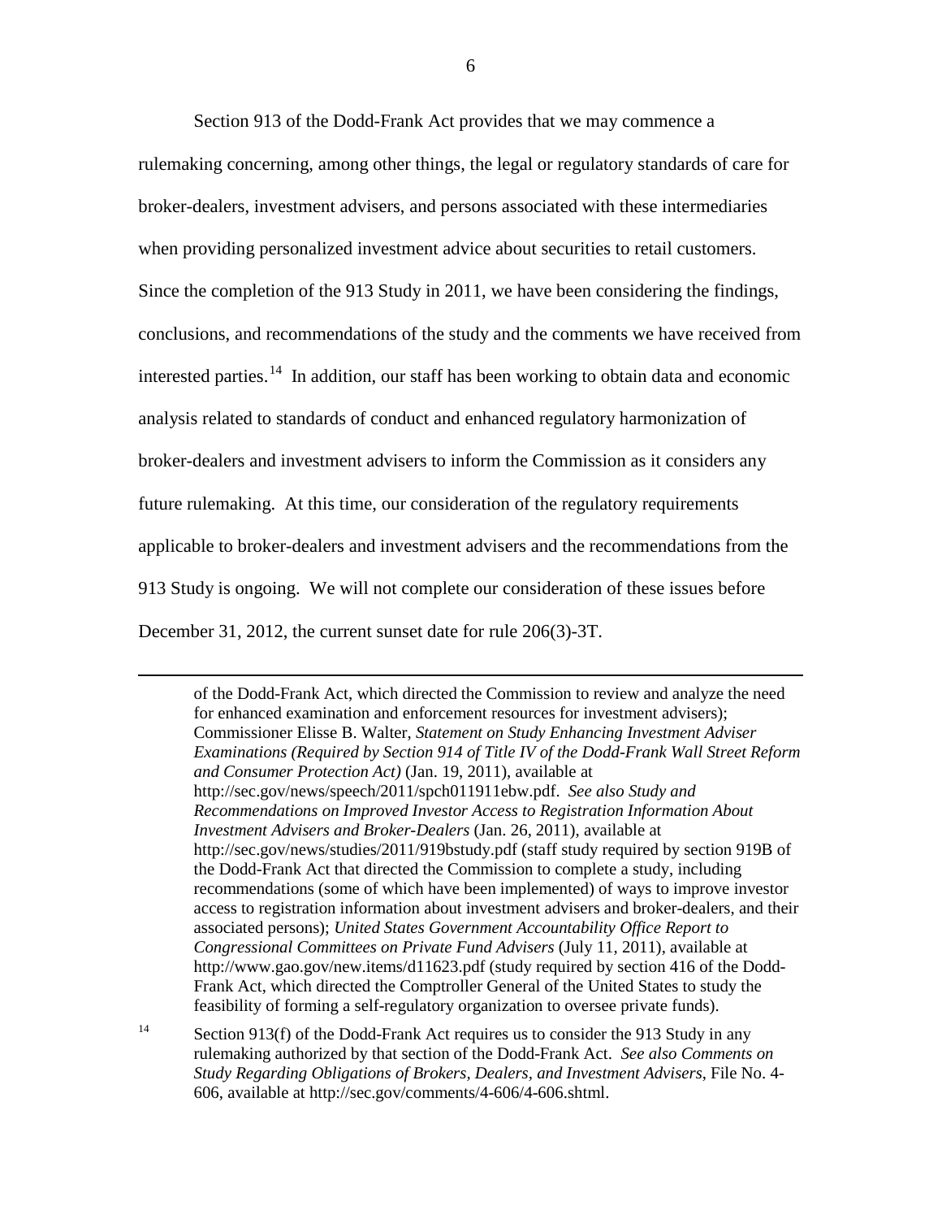Section 913 of the Dodd-Frank Act provides that we may commence a rulemaking concerning, among other things, the legal or regulatory standards of care for broker-dealers, investment advisers, and persons associated with these intermediaries when providing personalized investment advice about securities to retail customers. Since the completion of the 913 Study in 2011, we have been considering the findings, conclusions, and recommendations of the study and the comments we have received from interested parties.[14] In addition, our staff has been working to obtain data and economic analysis related to standards of conduct and enhanced regulatory harmonization of broker-dealers and investment advisers to inform the Commission as it considers any future rulemaking. At this time, our consideration of the regulatory requirements applicable to broker-dealers and investment advisers and the recommendations from the 913 Study is ongoing. We will not complete our consideration of these issues before December 31, 2012, the current sunset date for rule 206(3)-3T.

---

of the Dodd-Frank Act, which directed the Commission to review and analyze the need for enhanced examination and enforcement resources for investment advisers); Commissioner Elisse B. Walter, *Statement on Study Enhancing Investment Adviser Examinations (Required by Section 914 of Title IV of the Dodd-Frank Wall Street Reform and Consumer Protection Act)* (Jan. 19, 2011), available at http://sec.gov/news/speech/2011/spch011911ebw.pdf. *See also Study and Recommendations on Improved Investor Access to Registration Information About Investment Advisers and Broker-Dealers* (Jan. 26, 2011), available at http://sec.gov/news/studies/2011/919bstudy.pdf (staff study required by section 919B of the Dodd-Frank Act that directed the Commission to complete a study, including recommendations (some of which have been implemented) of ways to improve investor access to registration information about investment advisers and broker-dealers, and their associated persons); *United States Government Accountability Office Report to Congressional Committees on Private Fund Advisers* (July 11, 2011), available at http://www.gao.gov/new.items/d11623.pdf (study required by section 416 of the Dodd-Frank Act, which directed the Comptroller General of the United States to study the feasibility of forming a self-regulatory organization to oversee private funds).

[14] Section 913(f) of the Dodd-Frank Act requires us to consider the 913 Study in any rulemaking authorized by that section of the Dodd-Frank Act. *See also Comments on Study Regarding Obligations of Brokers, Dealers, and Investment Advisers*, File No. 4-606, available at http://sec.gov/comments/4-606/4-606.shtml.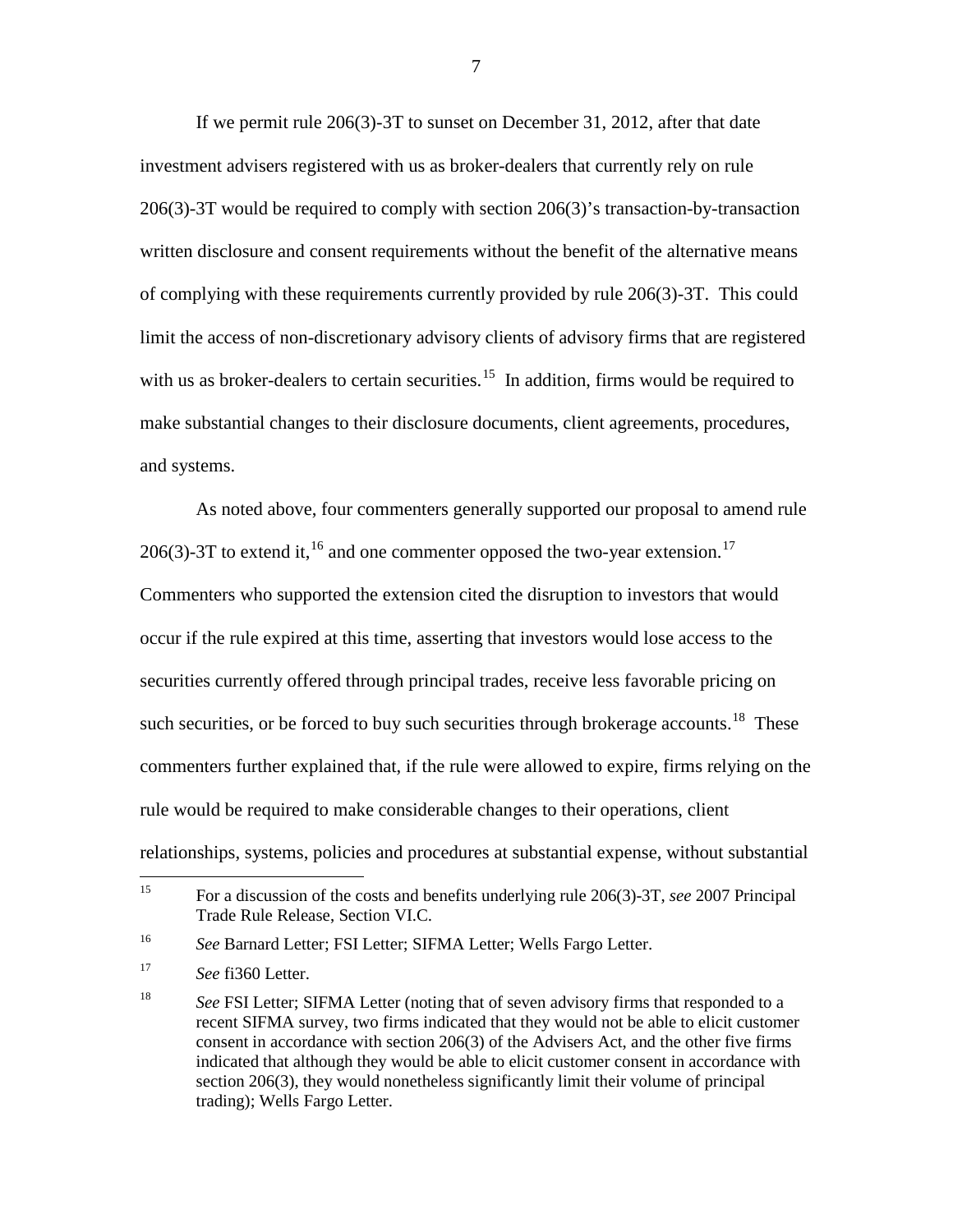If we permit rule 206(3)-3T to sunset on December 31, 2012, after that date investment advisers registered with us as broker-dealers that currently rely on rule 206(3)-3T would be required to comply with section 206(3)'s transaction-by-transaction written disclosure and consent requirements without the benefit of the alternative means of complying with these requirements currently provided by rule 206(3)-3T. This could limit the access of non-discretionary advisory clients of advisory firms that are registered with us as broker-dealers to certain securities.[15] In addition, firms would be required to make substantial changes to their disclosure documents, client agreements, procedures, and systems.

As noted above, four commenters generally supported our proposal to amend rule 206(3)-3T to extend it,[16] and one commenter opposed the two-year extension.[17] Commenters who supported the extension cited the disruption to investors that would occur if the rule expired at this time, asserting that investors would lose access to the securities currently offered through principal trades, receive less favorable pricing on such securities, or be forced to buy such securities through brokerage accounts.[18] These commenters further explained that, if the rule were allowed to expire, firms relying on the rule would be required to make considerable changes to their operations, client relationships, systems, policies and procedures at substantial expense, without substantial

---

[15] For a discussion of the costs and benefits underlying rule 206(3)-3T, *see* 2007 Principal Trade Rule Release, Section VI.C.

[16] *See* Barnard Letter; FSI Letter; SIFMA Letter; Wells Fargo Letter.

[17] *See* fi360 Letter.

[18] *See* FSI Letter; SIFMA Letter (noting that of seven advisory firms that responded to a recent SIFMA survey, two firms indicated that they would not be able to elicit customer consent in accordance with section 206(3) of the Advisers Act, and the other five firms indicated that although they would be able to elicit customer consent in accordance with section 206(3), they would nonetheless significantly limit their volume of principal trading); Wells Fargo Letter.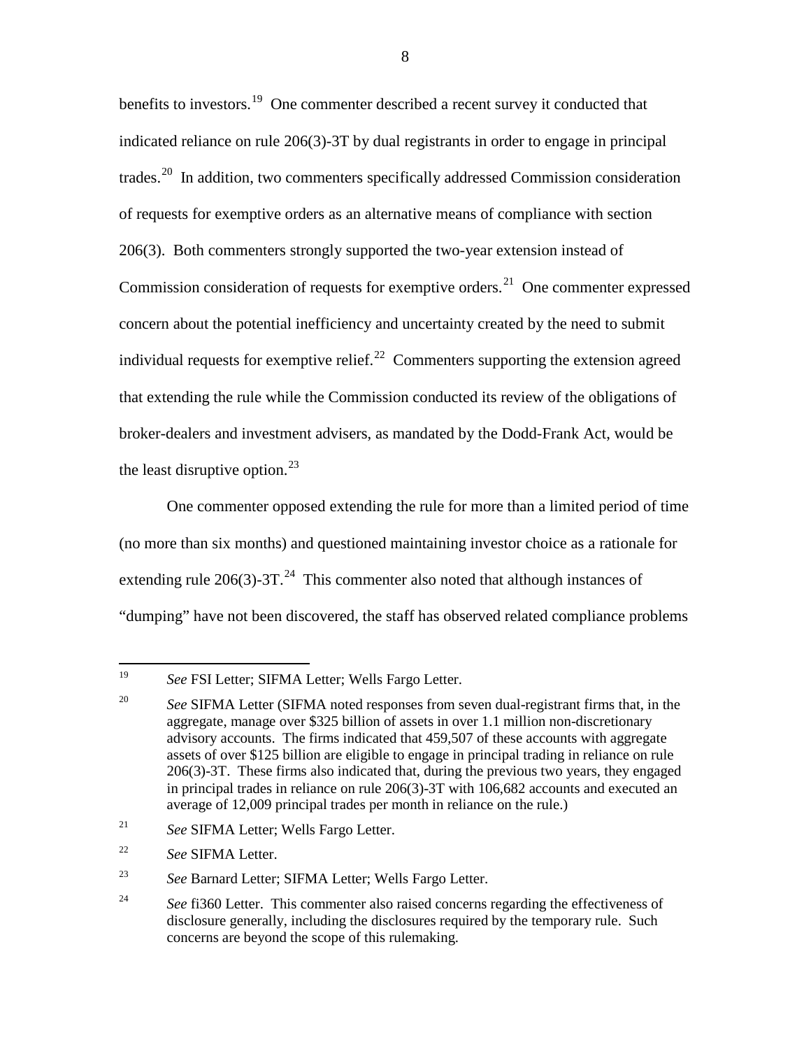benefits to investors.[19] One commenter described a recent survey it conducted that indicated reliance on rule 206(3)-3T by dual registrants in order to engage in principal trades.[20] In addition, two commenters specifically addressed Commission consideration of requests for exemptive orders as an alternative means of compliance with section 206(3). Both commenters strongly supported the two-year extension instead of Commission consideration of requests for exemptive orders.[21] One commenter expressed concern about the potential inefficiency and uncertainty created by the need to submit individual requests for exemptive relief.[22] Commenters supporting the extension agreed that extending the rule while the Commission conducted its review of the obligations of broker-dealers and investment advisers, as mandated by the Dodd-Frank Act, would be the least disruptive option.[23]

One commenter opposed extending the rule for more than a limited period of time (no more than six months) and questioned maintaining investor choice as a rationale for extending rule 206(3)-3T.[24] This commenter also noted that although instances of "dumping" have not been discovered, the staff has observed related compliance problems

---

[19] *See* FSI Letter; SIFMA Letter; Wells Fargo Letter.

[20] *See* SIFMA Letter (SIFMA noted responses from seven dual-registrant firms that, in the aggregate, manage over $325 billion of assets in over 1.1 million non-discretionary advisory accounts. The firms indicated that 459,507 of these accounts with aggregate assets of over $125 billion are eligible to engage in principal trading in reliance on rule 206(3)-3T. These firms also indicated that, during the previous two years, they engaged in principal trades in reliance on rule 206(3)-3T with 106,682 accounts and executed an average of 12,009 principal trades per month in reliance on the rule.)

[21] *See* SIFMA Letter; Wells Fargo Letter.

[22] *See* SIFMA Letter.

[23] *See* Barnard Letter; SIFMA Letter; Wells Fargo Letter.

[24] *See* fi360 Letter. This commenter also raised concerns regarding the effectiveness of disclosure generally, including the disclosures required by the temporary rule. Such concerns are beyond the scope of this rulemaking.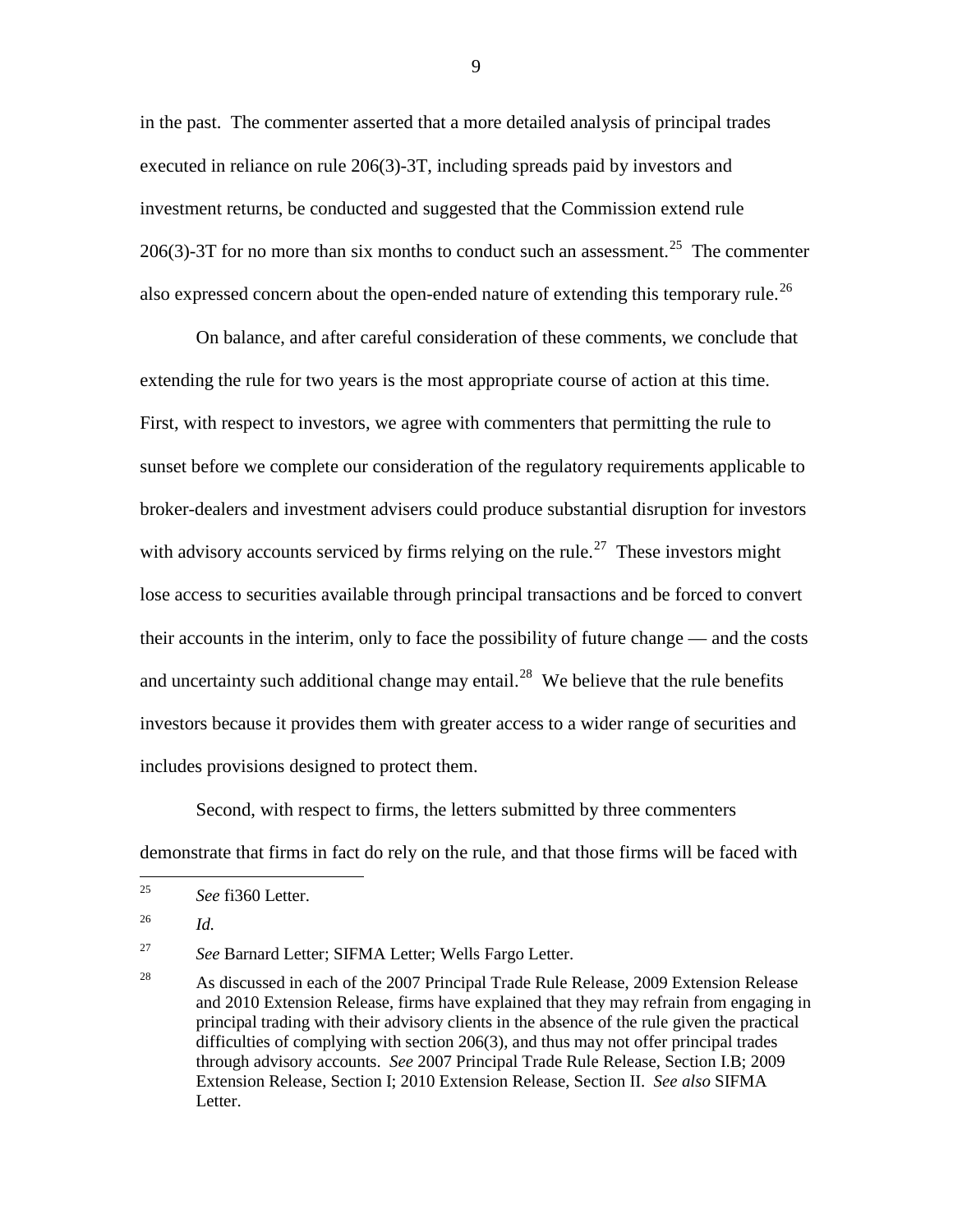in the past. The commenter asserted that a more detailed analysis of principal trades executed in reliance on rule 206(3)-3T, including spreads paid by investors and investment returns, be conducted and suggested that the Commission extend rule 206(3)-3T for no more than six months to conduct such an assessment.[25] The commenter also expressed concern about the open-ended nature of extending this temporary rule.[26]

On balance, and after careful consideration of these comments, we conclude that extending the rule for two years is the most appropriate course of action at this time. First, with respect to investors, we agree with commenters that permitting the rule to sunset before we complete our consideration of the regulatory requirements applicable to broker-dealers and investment advisers could produce substantial disruption for investors with advisory accounts serviced by firms relying on the rule.[27] These investors might lose access to securities available through principal transactions and be forced to convert their accounts in the interim, only to face the possibility of future change — and the costs and uncertainty such additional change may entail.[28] We believe that the rule benefits investors because it provides them with greater access to a wider range of securities and includes provisions designed to protect them.

Second, with respect to firms, the letters submitted by three commenters demonstrate that firms in fact do rely on the rule, and that those firms will be faced with

---

[25] *See* fi360 Letter.

[26] *Id.*

[27] *See* Barnard Letter; SIFMA Letter; Wells Fargo Letter.

[28] As discussed in each of the 2007 Principal Trade Rule Release, 2009 Extension Release and 2010 Extension Release, firms have explained that they may refrain from engaging in principal trading with their advisory clients in the absence of the rule given the practical difficulties of complying with section 206(3), and thus may not offer principal trades through advisory accounts. *See* 2007 Principal Trade Rule Release, Section I.B; 2009 Extension Release, Section I; 2010 Extension Release, Section II. *See also* SIFMA Letter.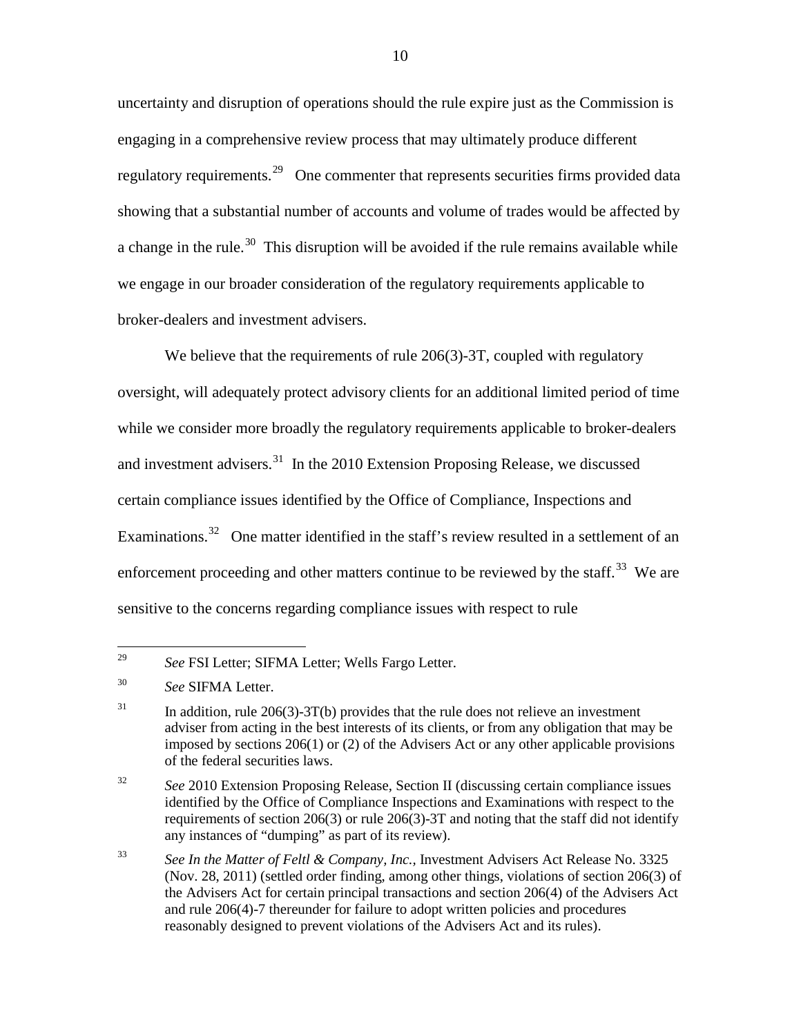uncertainty and disruption of operations should the rule expire just as the Commission is engaging in a comprehensive review process that may ultimately produce different regulatory requirements.[29] One commenter that represents securities firms provided data showing that a substantial number of accounts and volume of trades would be affected by a change in the rule.[30] This disruption will be avoided if the rule remains available while we engage in our broader consideration of the regulatory requirements applicable to broker-dealers and investment advisers.

We believe that the requirements of rule 206(3)-3T, coupled with regulatory oversight, will adequately protect advisory clients for an additional limited period of time while we consider more broadly the regulatory requirements applicable to broker-dealers and investment advisers.[31] In the 2010 Extension Proposing Release, we discussed certain compliance issues identified by the Office of Compliance, Inspections and Examinations.[32] One matter identified in the staff's review resulted in a settlement of an enforcement proceeding and other matters continue to be reviewed by the staff.[33] We are sensitive to the concerns regarding compliance issues with respect to rule

---

[29] *See* FSI Letter; SIFMA Letter; Wells Fargo Letter.

[30] *See* SIFMA Letter.

[31] In addition, rule 206(3)-3T(b) provides that the rule does not relieve an investment adviser from acting in the best interests of its clients, or from any obligation that may be imposed by sections 206(1) or (2) of the Advisers Act or any other applicable provisions of the federal securities laws.

[32] *See* 2010 Extension Proposing Release, Section II (discussing certain compliance issues identified by the Office of Compliance Inspections and Examinations with respect to the requirements of section 206(3) or rule 206(3)-3T and noting that the staff did not identify any instances of "dumping" as part of its review).

[33] *See In the Matter of Feltl & Company, Inc.*, Investment Advisers Act Release No. 3325 (Nov. 28, 2011) (settled order finding, among other things, violations of section 206(3) of the Advisers Act for certain principal transactions and section 206(4) of the Advisers Act and rule 206(4)-7 thereunder for failure to adopt written policies and procedures reasonably designed to prevent violations of the Advisers Act and its rules).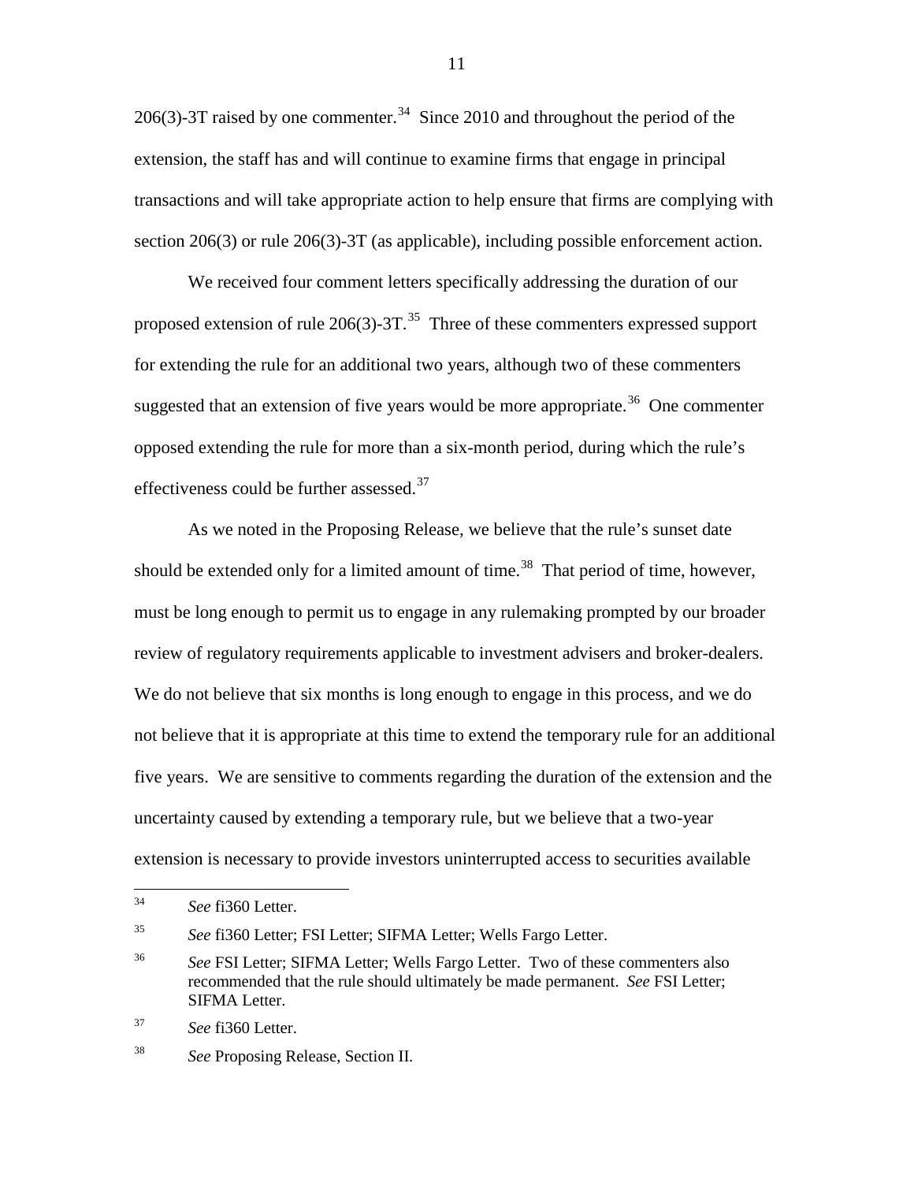206(3)-3T raised by one commenter.[34] Since 2010 and throughout the period of the extension, the staff has and will continue to examine firms that engage in principal transactions and will take appropriate action to help ensure that firms are complying with section 206(3) or rule 206(3)-3T (as applicable), including possible enforcement action.

We received four comment letters specifically addressing the duration of our proposed extension of rule 206(3)-3T.[35] Three of these commenters expressed support for extending the rule for an additional two years, although two of these commenters suggested that an extension of five years would be more appropriate.[36] One commenter opposed extending the rule for more than a six-month period, during which the rule's effectiveness could be further assessed.[37]

As we noted in the Proposing Release, we believe that the rule's sunset date should be extended only for a limited amount of time.[38] That period of time, however, must be long enough to permit us to engage in any rulemaking prompted by our broader review of regulatory requirements applicable to investment advisers and broker-dealers. We do not believe that six months is long enough to engage in this process, and we do not believe that it is appropriate at this time to extend the temporary rule for an additional five years. We are sensitive to comments regarding the duration of the extension and the uncertainty caused by extending a temporary rule, but we believe that a two-year extension is necessary to provide investors uninterrupted access to securities available

---

[34] *See* fi360 Letter.

[35] *See* fi360 Letter; FSI Letter; SIFMA Letter; Wells Fargo Letter.

[36] *See* FSI Letter; SIFMA Letter; Wells Fargo Letter. Two of these commenters also recommended that the rule should ultimately be made permanent. *See* FSI Letter; SIFMA Letter.

[37] *See* fi360 Letter.

[38] *See* Proposing Release, Section II.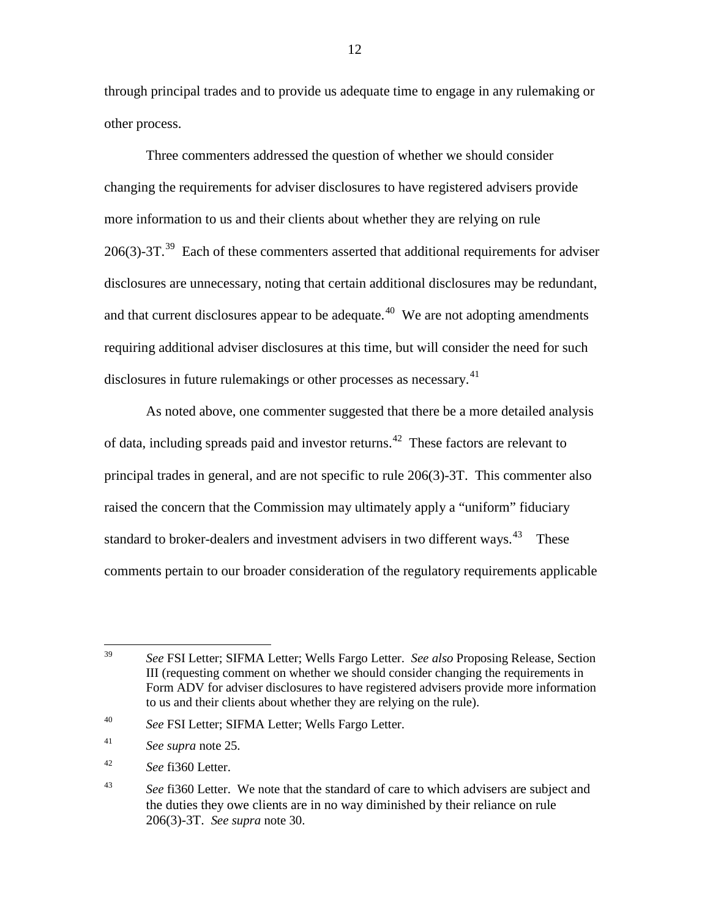through principal trades and to provide us adequate time to engage in any rulemaking or other process.

Three commenters addressed the question of whether we should consider changing the requirements for adviser disclosures to have registered advisers provide more information to us and their clients about whether they are relying on rule 206(3)-3T.[39] Each of these commenters asserted that additional requirements for adviser disclosures are unnecessary, noting that certain additional disclosures may be redundant, and that current disclosures appear to be adequate.[40] We are not adopting amendments requiring additional adviser disclosures at this time, but will consider the need for such disclosures in future rulemakings or other processes as necessary.[41]

As noted above, one commenter suggested that there be a more detailed analysis of data, including spreads paid and investor returns.[42] These factors are relevant to principal trades in general, and are not specific to rule 206(3)-3T. This commenter also raised the concern that the Commission may ultimately apply a "uniform" fiduciary standard to broker-dealers and investment advisers in two different ways.[43] These comments pertain to our broader consideration of the regulatory requirements applicable

---

[39] *See* FSI Letter; SIFMA Letter; Wells Fargo Letter. *See also* Proposing Release, Section III (requesting comment on whether we should consider changing the requirements in Form ADV for adviser disclosures to have registered advisers provide more information to us and their clients about whether they are relying on the rule).

[40] *See* FSI Letter; SIFMA Letter; Wells Fargo Letter.

[41] *See supra* note 25.

[42] *See* fi360 Letter.

[43] *See* fi360 Letter. We note that the standard of care to which advisers are subject and the duties they owe clients are in no way diminished by their reliance on rule 206(3)-3T. *See supra* note 30.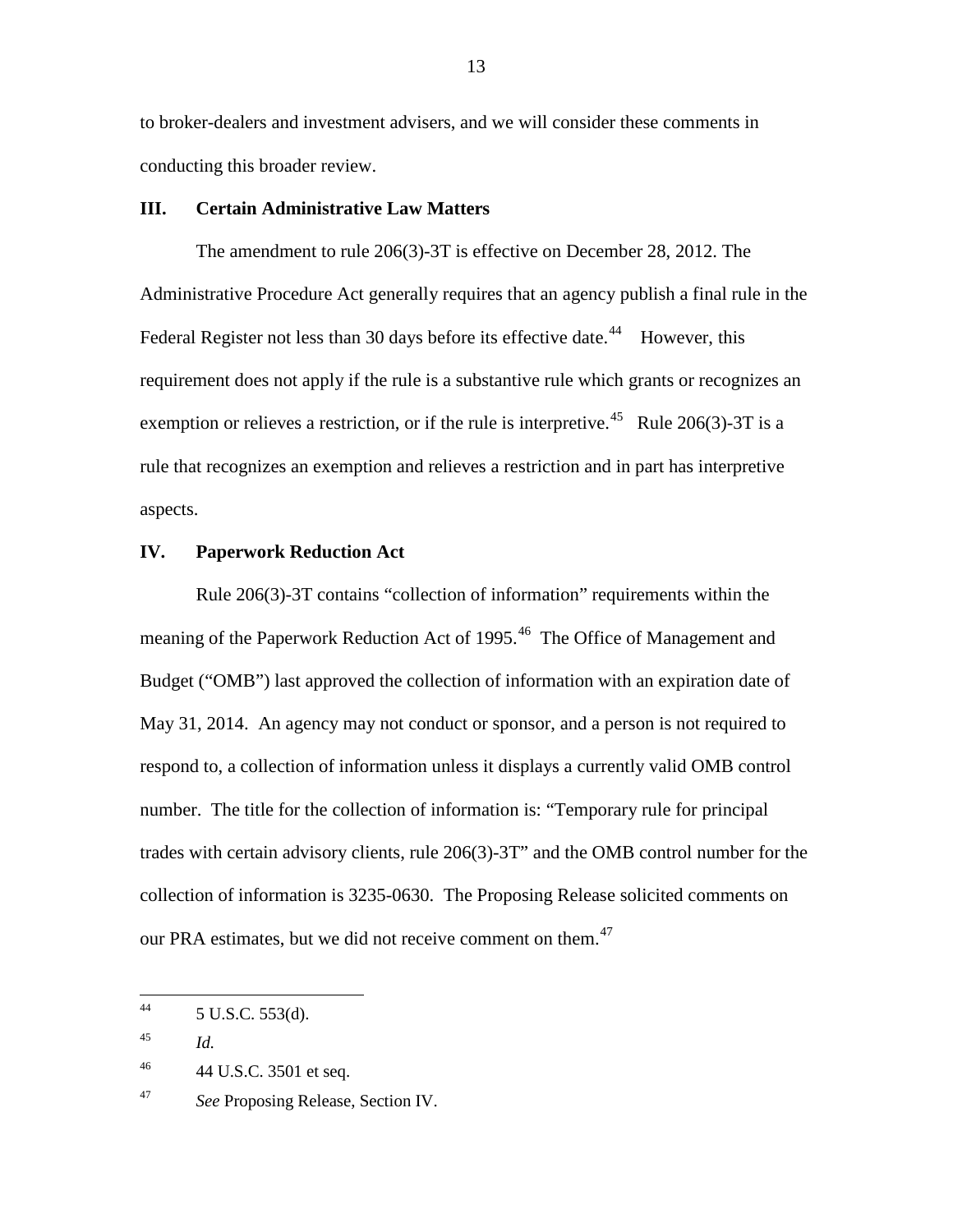to broker-dealers and investment advisers, and we will consider these comments in conducting this broader review.

## III. Certain Administrative Law Matters

The amendment to rule 206(3)-3T is effective on December 28, 2012. The Administrative Procedure Act generally requires that an agency publish a final rule in the Federal Register not less than 30 days before its effective date.[44] However, this requirement does not apply if the rule is a substantive rule which grants or recognizes an exemption or relieves a restriction, or if the rule is interpretive.[45] Rule 206(3)-3T is a rule that recognizes an exemption and relieves a restriction and in part has interpretive aspects.

## IV. Paperwork Reduction Act

Rule 206(3)-3T contains "collection of information" requirements within the meaning of the Paperwork Reduction Act of 1995.[46] The Office of Management and Budget ("OMB") last approved the collection of information with an expiration date of May 31, 2014. An agency may not conduct or sponsor, and a person is not required to respond to, a collection of information unless it displays a currently valid OMB control number. The title for the collection of information is: "Temporary rule for principal trades with certain advisory clients, rule 206(3)-3T" and the OMB control number for the collection of information is 3235-0630. The Proposing Release solicited comments on our PRA estimates, but we did not receive comment on them.[47]

---

[44] 5 U.S.C. 553(d).

[45] *Id.*

[46] 44 U.S.C. 3501 et seq.

[47] *See* Proposing Release, Section IV.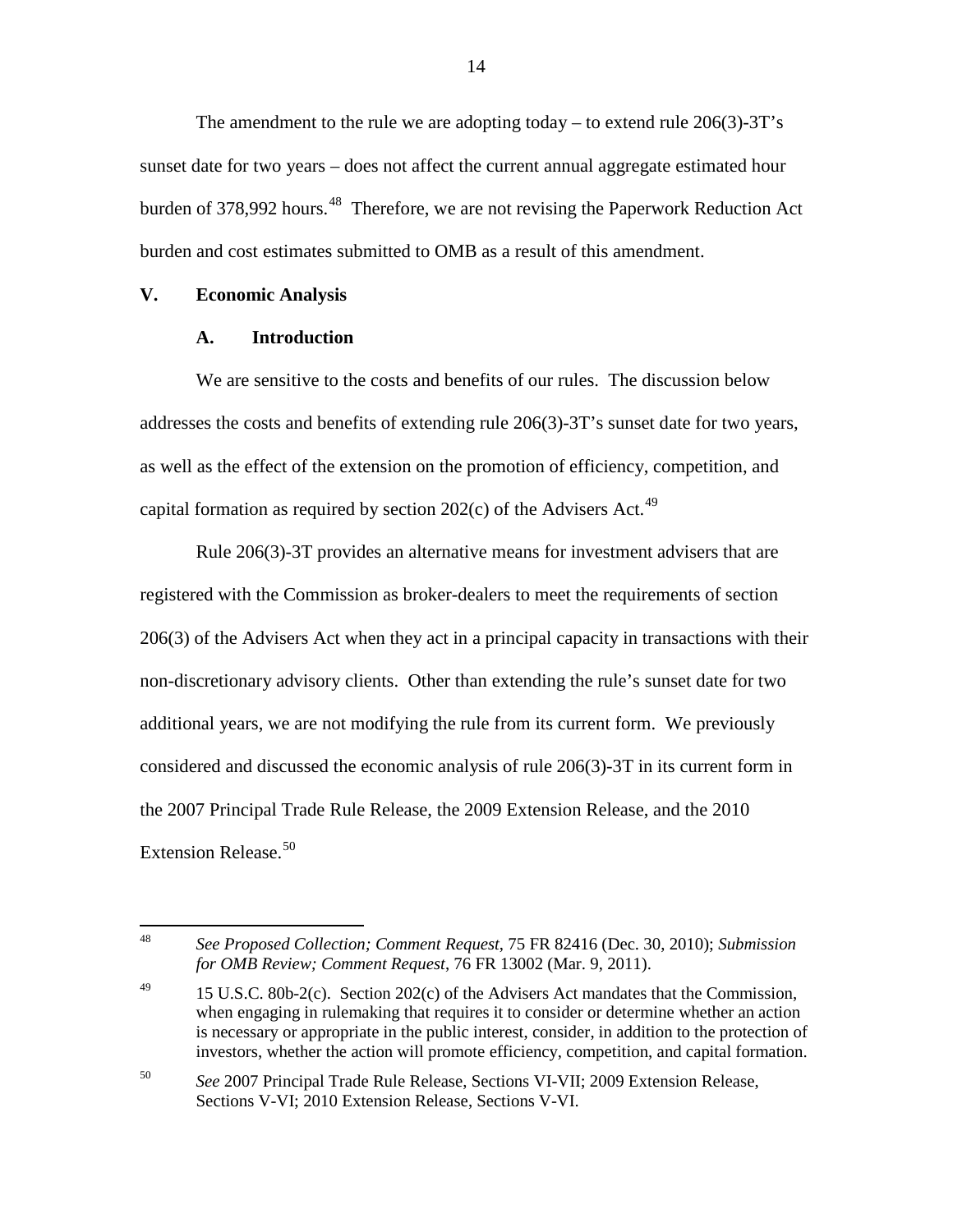The amendment to the rule we are adopting today – to extend rule 206(3)-3T's sunset date for two years – does not affect the current annual aggregate estimated hour burden of 378,992 hours.[48] Therefore, we are not revising the Paperwork Reduction Act burden and cost estimates submitted to OMB as a result of this amendment.

## V. Economic Analysis

### A. Introduction

We are sensitive to the costs and benefits of our rules. The discussion below addresses the costs and benefits of extending rule 206(3)-3T's sunset date for two years, as well as the effect of the extension on the promotion of efficiency, competition, and capital formation as required by section 202(c) of the Advisers Act.[49]

Rule 206(3)-3T provides an alternative means for investment advisers that are registered with the Commission as broker-dealers to meet the requirements of section 206(3) of the Advisers Act when they act in a principal capacity in transactions with their non-discretionary advisory clients. Other than extending the rule's sunset date for two additional years, we are not modifying the rule from its current form. We previously considered and discussed the economic analysis of rule 206(3)-3T in its current form in the 2007 Principal Trade Rule Release, the 2009 Extension Release, and the 2010 Extension Release.[50]

---

[48] *See Proposed Collection; Comment Request*, 75 FR 82416 (Dec. 30, 2010); *Submission for OMB Review; Comment Request*, 76 FR 13002 (Mar. 9, 2011).

[49] 15 U.S.C. 80b-2(c). Section 202(c) of the Advisers Act mandates that the Commission, when engaging in rulemaking that requires it to consider or determine whether an action is necessary or appropriate in the public interest, consider, in addition to the protection of investors, whether the action will promote efficiency, competition, and capital formation.

[50] *See* 2007 Principal Trade Rule Release, Sections VI-VII; 2009 Extension Release, Sections V-VI; 2010 Extension Release, Sections V-VI.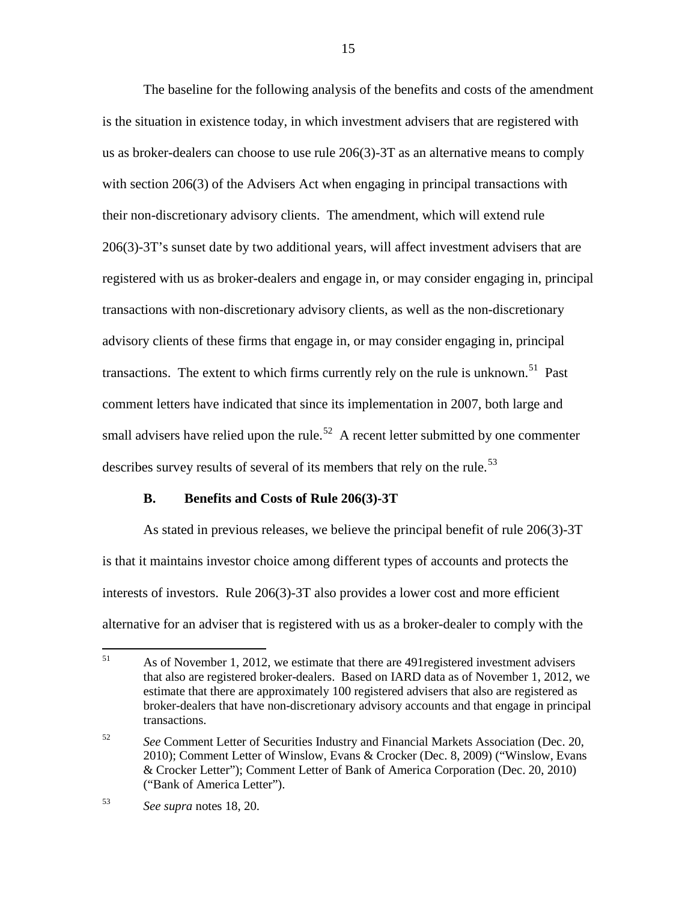The baseline for the following analysis of the benefits and costs of the amendment is the situation in existence today, in which investment advisers that are registered with us as broker-dealers can choose to use rule 206(3)-3T as an alternative means to comply with section 206(3) of the Advisers Act when engaging in principal transactions with their non-discretionary advisory clients. The amendment, which will extend rule 206(3)-3T's sunset date by two additional years, will affect investment advisers that are registered with us as broker-dealers and engage in, or may consider engaging in, principal transactions with non-discretionary advisory clients, as well as the non-discretionary advisory clients of these firms that engage in, or may consider engaging in, principal transactions. The extent to which firms currently rely on the rule is unknown.[51] Past comment letters have indicated that since its implementation in 2007, both large and small advisers have relied upon the rule.[52] A recent letter submitted by one commenter describes survey results of several of its members that rely on the rule.[53]

### B. Benefits and Costs of Rule 206(3)-3T

As stated in previous releases, we believe the principal benefit of rule 206(3)-3T is that it maintains investor choice among different types of accounts and protects the interests of investors. Rule 206(3)-3T also provides a lower cost and more efficient alternative for an adviser that is registered with us as a broker-dealer to comply with the

---

[51] As of November 1, 2012, we estimate that there are 491registered investment advisers that also are registered broker-dealers. Based on IARD data as of November 1, 2012, we estimate that there are approximately 100 registered advisers that also are registered as broker-dealers that have non-discretionary advisory accounts and that engage in principal transactions.

[52] *See* Comment Letter of Securities Industry and Financial Markets Association (Dec. 20, 2010); Comment Letter of Winslow, Evans & Crocker (Dec. 8, 2009) ("Winslow, Evans & Crocker Letter"); Comment Letter of Bank of America Corporation (Dec. 20, 2010) ("Bank of America Letter").

[53] *See supra* notes 18, 20.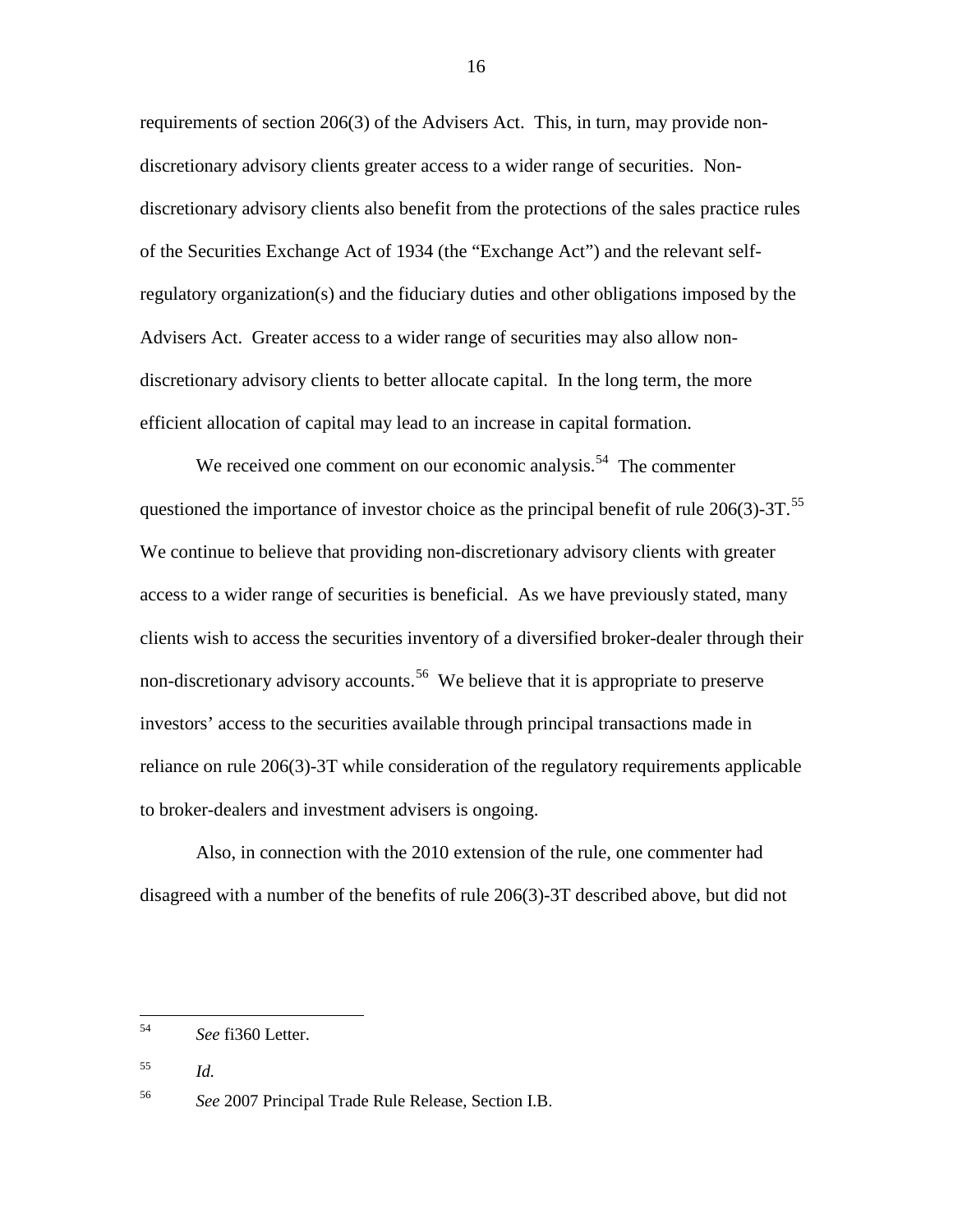requirements of section 206(3) of the Advisers Act. This, in turn, may provide non-discretionary advisory clients greater access to a wider range of securities. Non-discretionary advisory clients also benefit from the protections of the sales practice rules of the Securities Exchange Act of 1934 (the "Exchange Act") and the relevant self-regulatory organization(s) and the fiduciary duties and other obligations imposed by the Advisers Act. Greater access to a wider range of securities may also allow non-discretionary advisory clients to better allocate capital. In the long term, the more efficient allocation of capital may lead to an increase in capital formation.

We received one comment on our economic analysis.[54] The commenter questioned the importance of investor choice as the principal benefit of rule 206(3)-3T.[55] We continue to believe that providing non-discretionary advisory clients with greater access to a wider range of securities is beneficial. As we have previously stated, many clients wish to access the securities inventory of a diversified broker-dealer through their non-discretionary advisory accounts.[56] We believe that it is appropriate to preserve investors' access to the securities available through principal transactions made in reliance on rule 206(3)-3T while consideration of the regulatory requirements applicable to broker-dealers and investment advisers is ongoing.

Also, in connection with the 2010 extension of the rule, one commenter had disagreed with a number of the benefits of rule 206(3)-3T described above, but did not

---

[54] *See* fi360 Letter.

[55] *Id.*

[56] *See* 2007 Principal Trade Rule Release, Section I.B.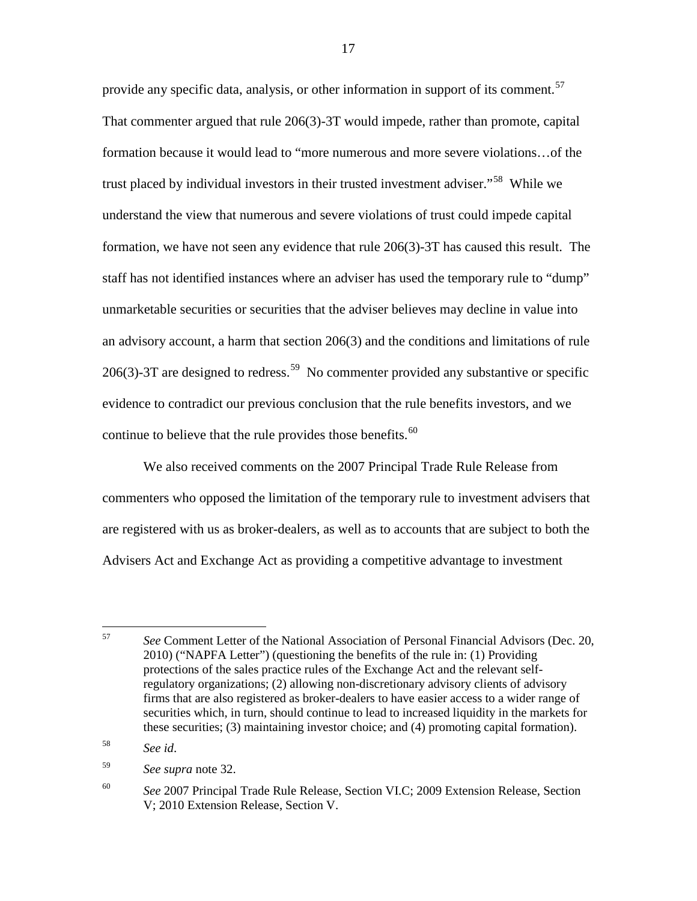provide any specific data, analysis, or other information in support of its comment.[57] That commenter argued that rule 206(3)-3T would impede, rather than promote, capital formation because it would lead to "more numerous and more severe violations…of the trust placed by individual investors in their trusted investment adviser."[58] While we understand the view that numerous and severe violations of trust could impede capital formation, we have not seen any evidence that rule 206(3)-3T has caused this result. The staff has not identified instances where an adviser has used the temporary rule to "dump" unmarketable securities or securities that the adviser believes may decline in value into an advisory account, a harm that section 206(3) and the conditions and limitations of rule 206(3)-3T are designed to redress.[59] No commenter provided any substantive or specific evidence to contradict our previous conclusion that the rule benefits investors, and we continue to believe that the rule provides those benefits.[60]

We also received comments on the 2007 Principal Trade Rule Release from commenters who opposed the limitation of the temporary rule to investment advisers that are registered with us as broker-dealers, as well as to accounts that are subject to both the Advisers Act and Exchange Act as providing a competitive advantage to investment

---

[57] *See* Comment Letter of the National Association of Personal Financial Advisors (Dec. 20, 2010) ("NAPFA Letter") (questioning the benefits of the rule in: (1) Providing protections of the sales practice rules of the Exchange Act and the relevant self-regulatory organizations; (2) allowing non-discretionary advisory clients of advisory firms that are also registered as broker-dealers to have easier access to a wider range of securities which, in turn, should continue to lead to increased liquidity in the markets for these securities; (3) maintaining investor choice; and (4) promoting capital formation).

[58] *See id*.

[59] *See supra* note 32.

[60] *See* 2007 Principal Trade Rule Release, Section VI.C; 2009 Extension Release, Section V; 2010 Extension Release, Section V.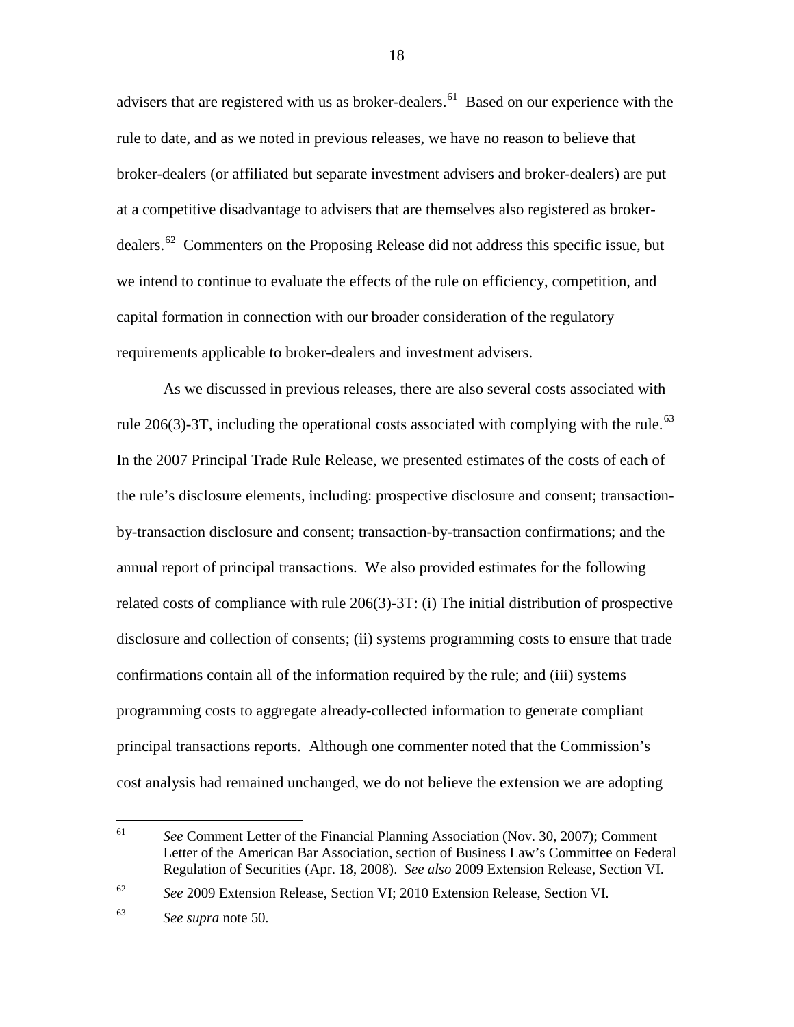advisers that are registered with us as broker-dealers.[61] Based on our experience with the rule to date, and as we noted in previous releases, we have no reason to believe that broker-dealers (or affiliated but separate investment advisers and broker-dealers) are put at a competitive disadvantage to advisers that are themselves also registered as broker-dealers.[62] Commenters on the Proposing Release did not address this specific issue, but we intend to continue to evaluate the effects of the rule on efficiency, competition, and capital formation in connection with our broader consideration of the regulatory requirements applicable to broker-dealers and investment advisers.

As we discussed in previous releases, there are also several costs associated with rule 206(3)-3T, including the operational costs associated with complying with the rule.[63] In the 2007 Principal Trade Rule Release, we presented estimates of the costs of each of the rule's disclosure elements, including: prospective disclosure and consent; transaction-by-transaction disclosure and consent; transaction-by-transaction confirmations; and the annual report of principal transactions. We also provided estimates for the following related costs of compliance with rule 206(3)-3T: (i) The initial distribution of prospective disclosure and collection of consents; (ii) systems programming costs to ensure that trade confirmations contain all of the information required by the rule; and (iii) systems programming costs to aggregate already-collected information to generate compliant principal transactions reports. Although one commenter noted that the Commission's cost analysis had remained unchanged, we do not believe the extension we are adopting

---

[61] *See* Comment Letter of the Financial Planning Association (Nov. 30, 2007); Comment Letter of the American Bar Association, section of Business Law's Committee on Federal Regulation of Securities (Apr. 18, 2008). *See also* 2009 Extension Release, Section VI.

[62] *See* 2009 Extension Release, Section VI; 2010 Extension Release, Section VI.

[63] *See supra* note 50.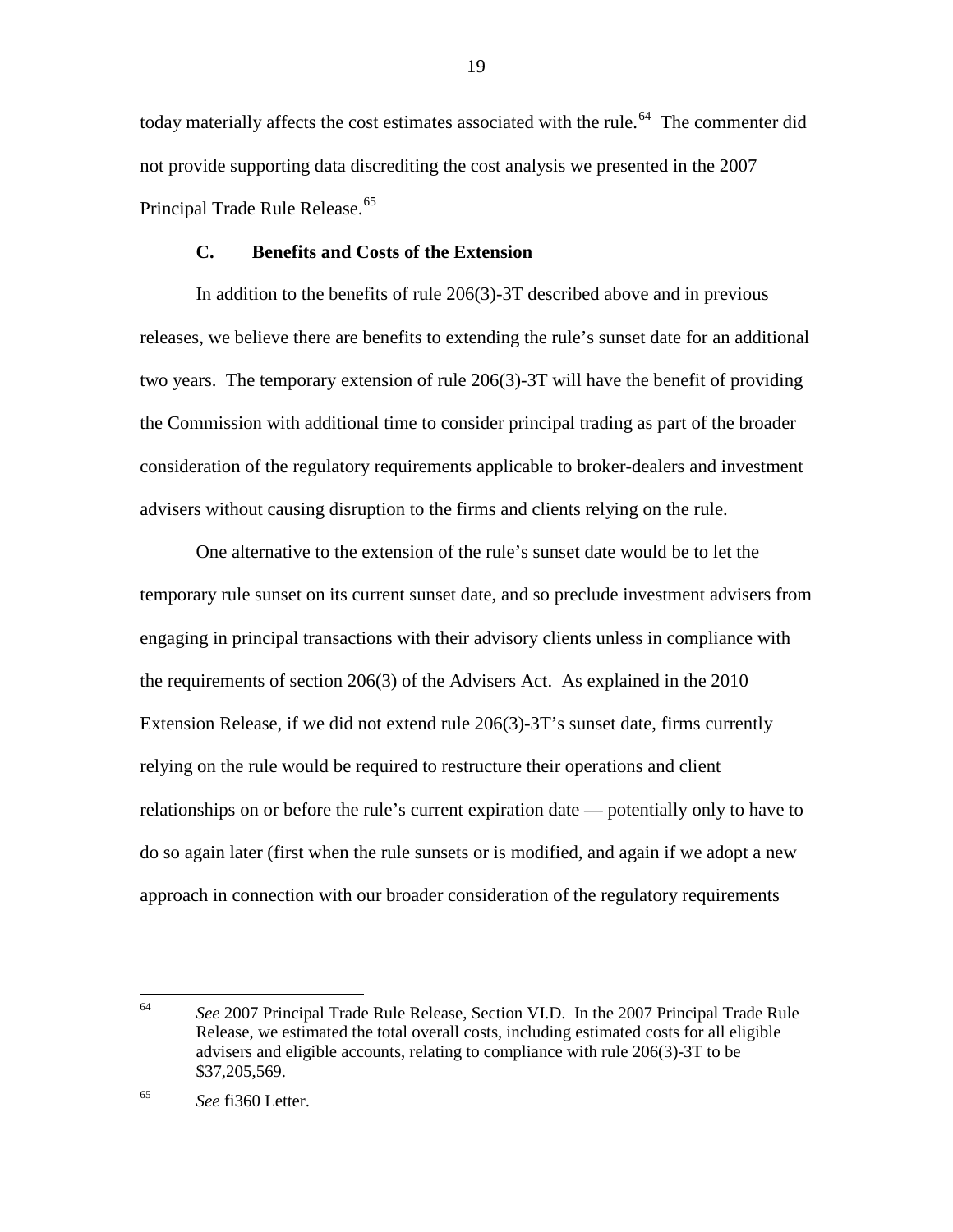today materially affects the cost estimates associated with the rule.[64] The commenter did not provide supporting data discrediting the cost analysis we presented in the 2007 Principal Trade Rule Release.[65]

### C. Benefits and Costs of the Extension

In addition to the benefits of rule 206(3)-3T described above and in previous releases, we believe there are benefits to extending the rule's sunset date for an additional two years. The temporary extension of rule 206(3)-3T will have the benefit of providing the Commission with additional time to consider principal trading as part of the broader consideration of the regulatory requirements applicable to broker-dealers and investment advisers without causing disruption to the firms and clients relying on the rule.

One alternative to the extension of the rule's sunset date would be to let the temporary rule sunset on its current sunset date, and so preclude investment advisers from engaging in principal transactions with their advisory clients unless in compliance with the requirements of section 206(3) of the Advisers Act. As explained in the 2010 Extension Release, if we did not extend rule 206(3)-3T's sunset date, firms currently relying on the rule would be required to restructure their operations and client relationships on or before the rule's current expiration date — potentially only to have to do so again later (first when the rule sunsets or is modified, and again if we adopt a new approach in connection with our broader consideration of the regulatory requirements

---

[64] *See* 2007 Principal Trade Rule Release, Section VI.D. In the 2007 Principal Trade Rule Release, we estimated the total overall costs, including estimated costs for all eligible advisers and eligible accounts, relating to compliance with rule 206(3)-3T to be $37,205,569.

[65] *See* fi360 Letter.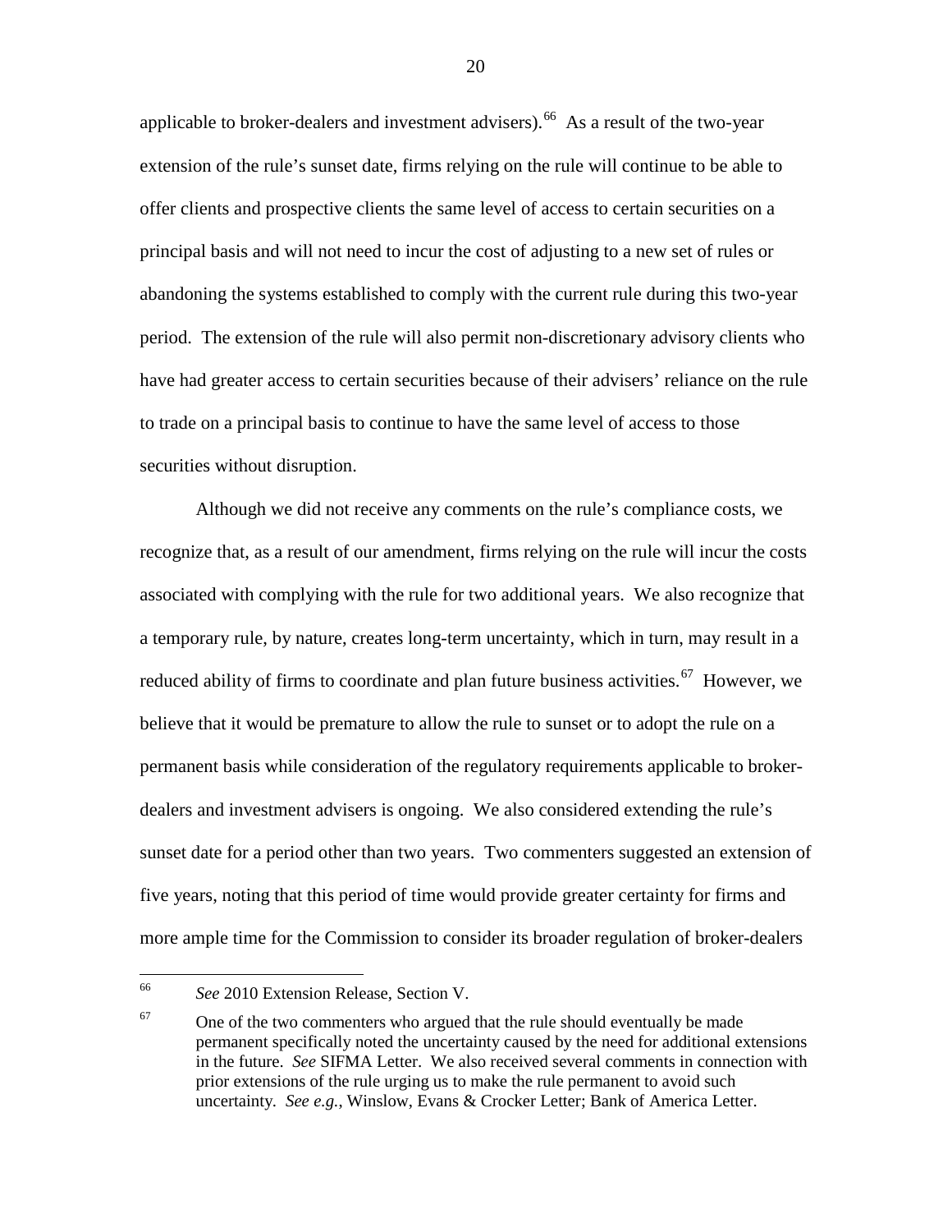applicable to broker-dealers and investment advisers).[66] As a result of the two-year extension of the rule's sunset date, firms relying on the rule will continue to be able to offer clients and prospective clients the same level of access to certain securities on a principal basis and will not need to incur the cost of adjusting to a new set of rules or abandoning the systems established to comply with the current rule during this two-year period. The extension of the rule will also permit non-discretionary advisory clients who have had greater access to certain securities because of their advisers' reliance on the rule to trade on a principal basis to continue to have the same level of access to those securities without disruption.

Although we did not receive any comments on the rule's compliance costs, we recognize that, as a result of our amendment, firms relying on the rule will incur the costs associated with complying with the rule for two additional years. We also recognize that a temporary rule, by nature, creates long-term uncertainty, which in turn, may result in a reduced ability of firms to coordinate and plan future business activities.[67] However, we believe that it would be premature to allow the rule to sunset or to adopt the rule on a permanent basis while consideration of the regulatory requirements applicable to broker-dealers and investment advisers is ongoing. We also considered extending the rule's sunset date for a period other than two years. Two commenters suggested an extension of five years, noting that this period of time would provide greater certainty for firms and more ample time for the Commission to consider its broader regulation of broker-dealers

---

[66] *See* 2010 Extension Release, Section V.

[67] One of the two commenters who argued that the rule should eventually be made permanent specifically noted the uncertainty caused by the need for additional extensions in the future. *See* SIFMA Letter. We also received several comments in connection with prior extensions of the rule urging us to make the rule permanent to avoid such uncertainty. *See e.g.*, Winslow, Evans & Crocker Letter; Bank of America Letter.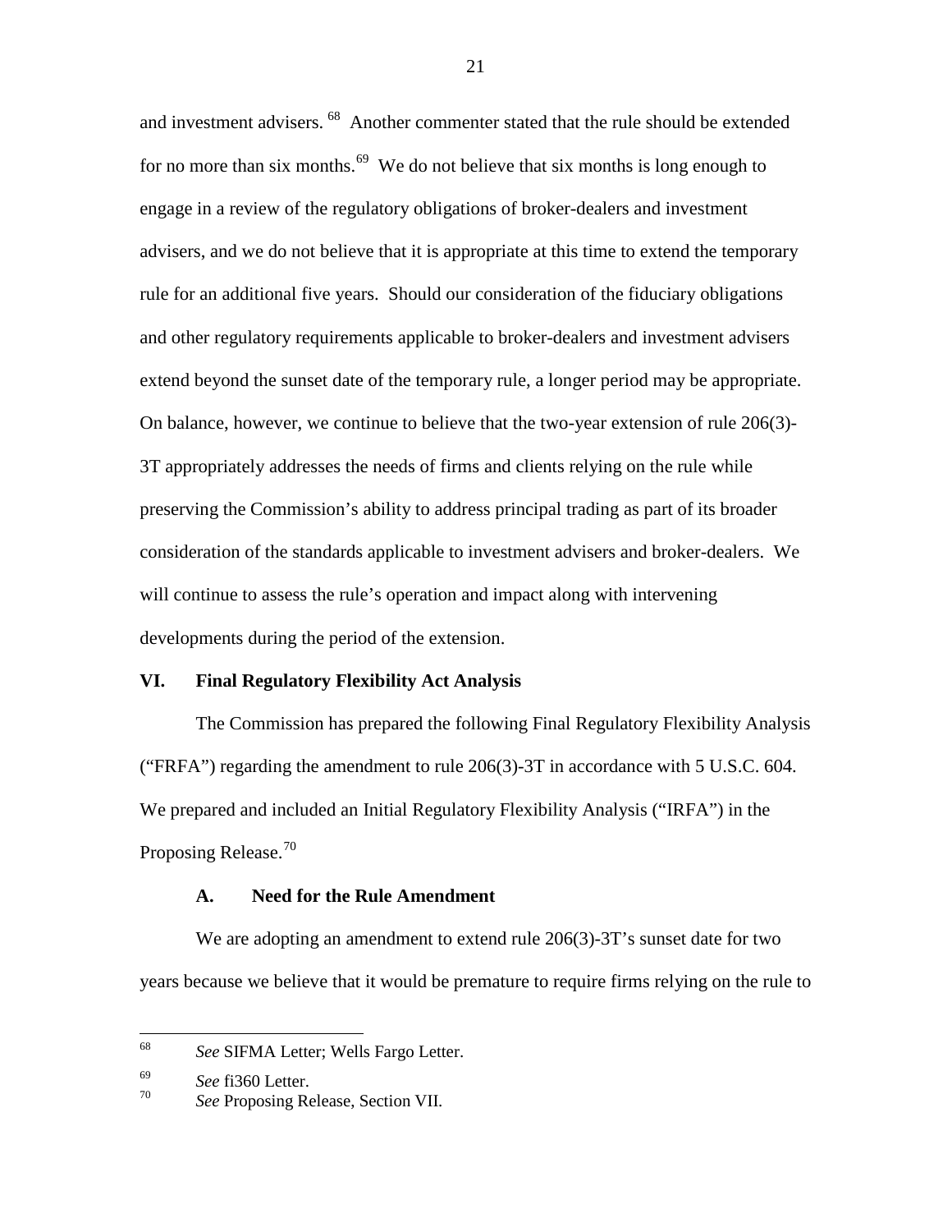and investment advisers.[68] Another commenter stated that the rule should be extended for no more than six months.[69] We do not believe that six months is long enough to engage in a review of the regulatory obligations of broker-dealers and investment advisers, and we do not believe that it is appropriate at this time to extend the temporary rule for an additional five years. Should our consideration of the fiduciary obligations and other regulatory requirements applicable to broker-dealers and investment advisers extend beyond the sunset date of the temporary rule, a longer period may be appropriate. On balance, however, we continue to believe that the two-year extension of rule 206(3)-3T appropriately addresses the needs of firms and clients relying on the rule while preserving the Commission's ability to address principal trading as part of its broader consideration of the standards applicable to investment advisers and broker-dealers. We will continue to assess the rule's operation and impact along with intervening developments during the period of the extension.

## VI. Final Regulatory Flexibility Act Analysis

The Commission has prepared the following Final Regulatory Flexibility Analysis ("FRFA") regarding the amendment to rule 206(3)-3T in accordance with 5 U.S.C. 604. We prepared and included an Initial Regulatory Flexibility Analysis ("IRFA") in the Proposing Release.[70]

### A. Need for the Rule Amendment

We are adopting an amendment to extend rule 206(3)-3T's sunset date for two years because we believe that it would be premature to require firms relying on the rule to

---

[68] *See* SIFMA Letter; Wells Fargo Letter.

[69] *See* fi360 Letter.

[70] *See* Proposing Release, Section VII.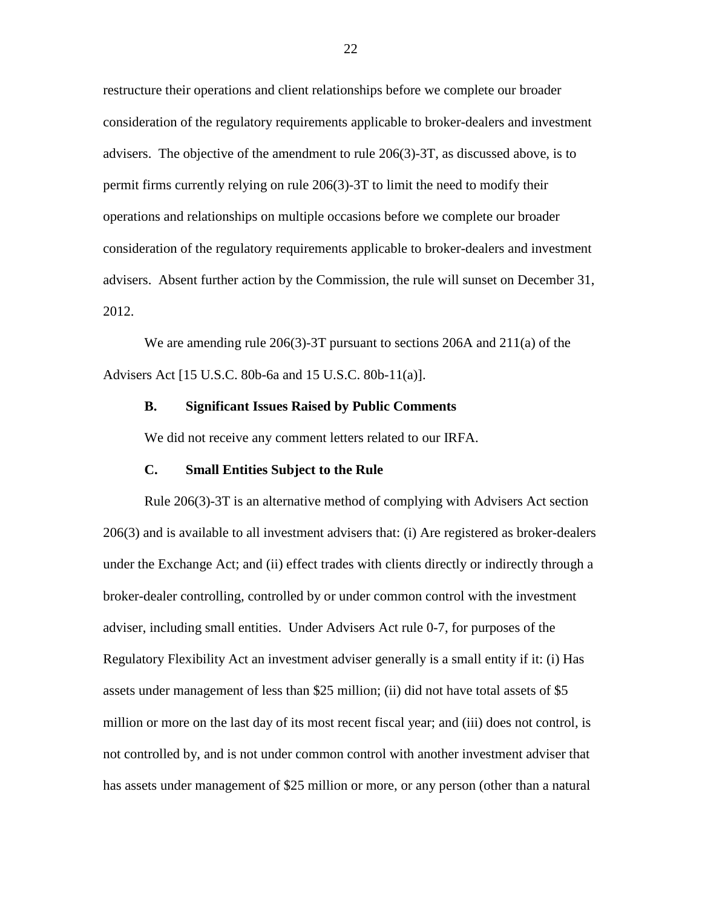restructure their operations and client relationships before we complete our broader consideration of the regulatory requirements applicable to broker-dealers and investment advisers. The objective of the amendment to rule 206(3)-3T, as discussed above, is to permit firms currently relying on rule 206(3)-3T to limit the need to modify their operations and relationships on multiple occasions before we complete our broader consideration of the regulatory requirements applicable to broker-dealers and investment advisers. Absent further action by the Commission, the rule will sunset on December 31, 2012.

We are amending rule 206(3)-3T pursuant to sections 206A and 211(a) of the Advisers Act [15 U.S.C. 80b-6a and 15 U.S.C. 80b-11(a)].

### B. Significant Issues Raised by Public Comments

We did not receive any comment letters related to our IRFA.

### C. Small Entities Subject to the Rule

Rule 206(3)-3T is an alternative method of complying with Advisers Act section 206(3) and is available to all investment advisers that: (i) Are registered as broker-dealers under the Exchange Act; and (ii) effect trades with clients directly or indirectly through a broker-dealer controlling, controlled by or under common control with the investment adviser, including small entities. Under Advisers Act rule 0-7, for purposes of the Regulatory Flexibility Act an investment adviser generally is a small entity if it: (i) Has assets under management of less than $25 million; (ii) did not have total assets of $5 million or more on the last day of its most recent fiscal year; and (iii) does not control, is not controlled by, and is not under common control with another investment adviser that has assets under management of $25 million or more, or any person (other than a natural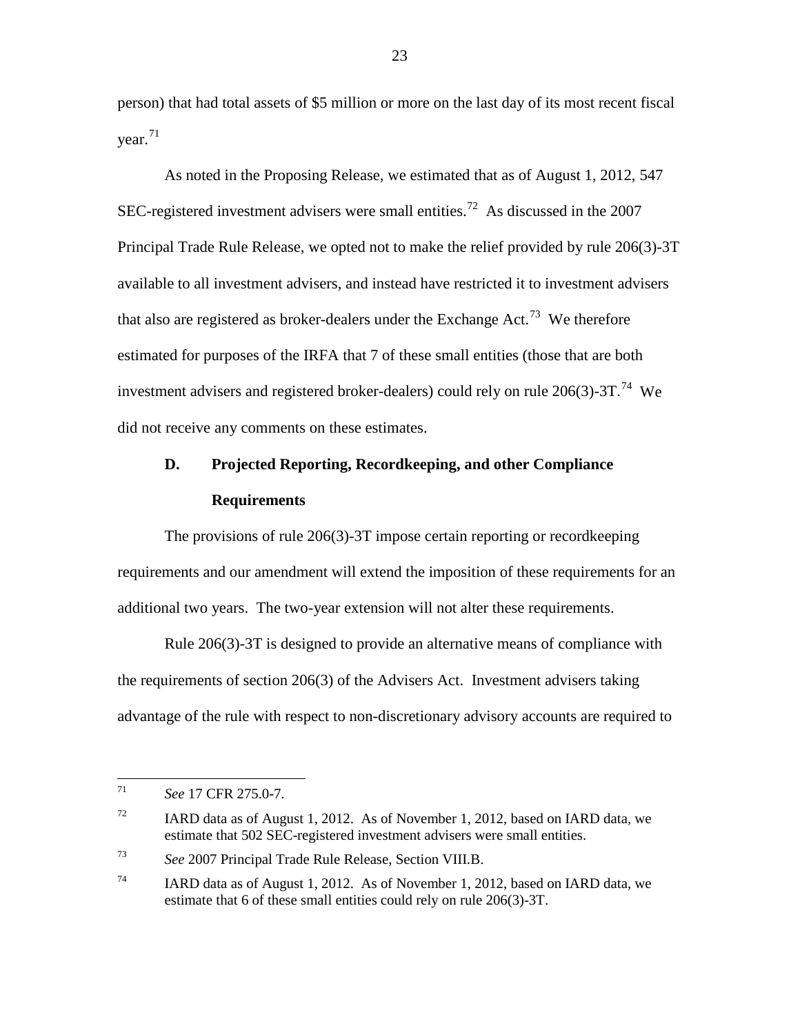person) that had total assets of $5 million or more on the last day of its most recent fiscal year.[71]

As noted in the Proposing Release, we estimated that as of August 1, 2012, 547 SEC-registered investment advisers were small entities.[72] As discussed in the 2007 Principal Trade Rule Release, we opted not to make the relief provided by rule 206(3)-3T available to all investment advisers, and instead have restricted it to investment advisers that also are registered as broker-dealers under the Exchange Act.[73] We therefore estimated for purposes of the IRFA that 7 of these small entities (those that are both investment advisers and registered broker-dealers) could rely on rule 206(3)-3T.[74] We did not receive any comments on these estimates.

### D. Projected Reporting, Recordkeeping, and other Compliance Requirements

The provisions of rule 206(3)-3T impose certain reporting or recordkeeping requirements and our amendment will extend the imposition of these requirements for an additional two years. The two-year extension will not alter these requirements.

Rule 206(3)-3T is designed to provide an alternative means of compliance with the requirements of section 206(3) of the Advisers Act. Investment advisers taking advantage of the rule with respect to non-discretionary advisory accounts are required to

---

[71] *See* 17 CFR 275.0-7.

[72] IARD data as of August 1, 2012. As of November 1, 2012, based on IARD data, we estimate that 502 SEC-registered investment advisers were small entities.

[73] *See* 2007 Principal Trade Rule Release, Section VIII.B.

[74] IARD data as of August 1, 2012. As of November 1, 2012, based on IARD data, we estimate that 6 of these small entities could rely on rule 206(3)-3T.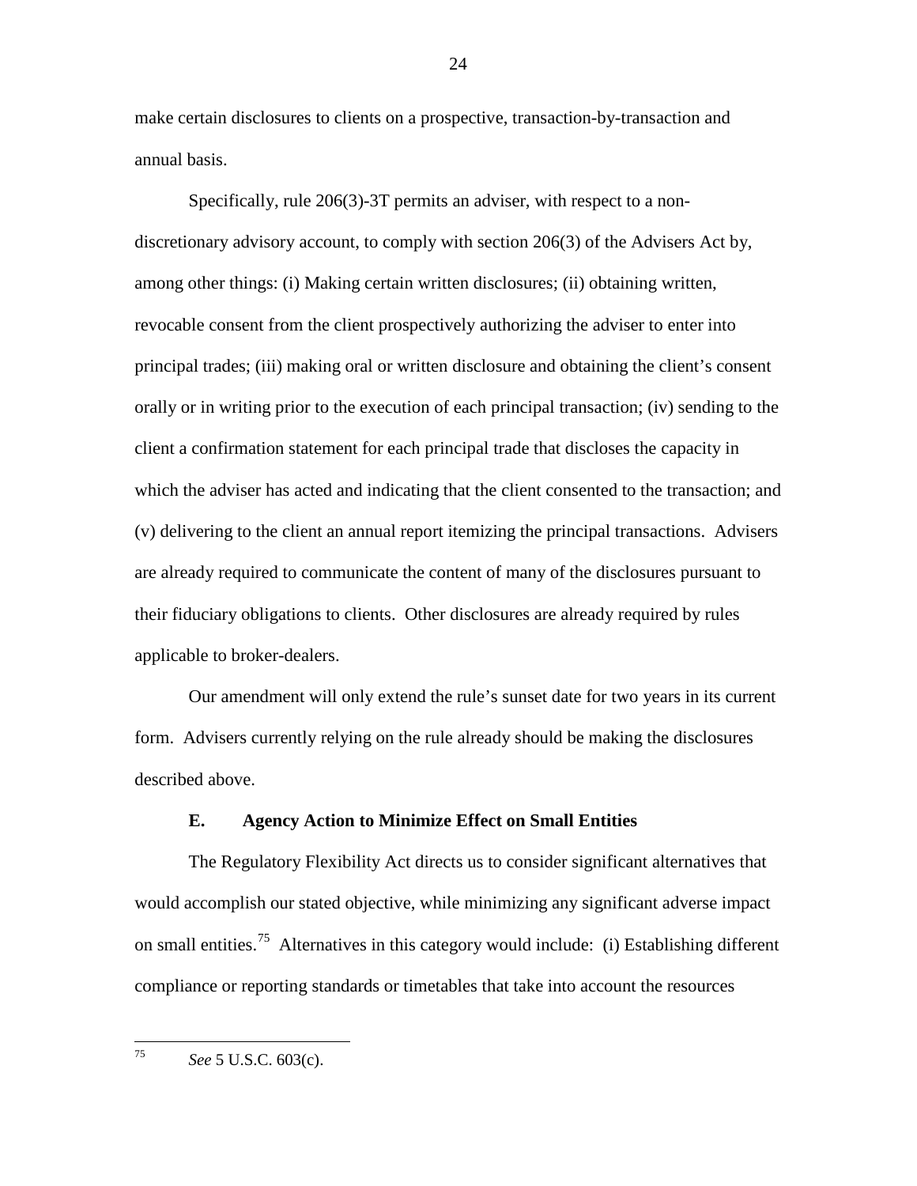make certain disclosures to clients on a prospective, transaction-by-transaction and annual basis.

Specifically, rule 206(3)-3T permits an adviser, with respect to a non-discretionary advisory account, to comply with section 206(3) of the Advisers Act by, among other things: (i) Making certain written disclosures; (ii) obtaining written, revocable consent from the client prospectively authorizing the adviser to enter into principal trades; (iii) making oral or written disclosure and obtaining the client's consent orally or in writing prior to the execution of each principal transaction; (iv) sending to the client a confirmation statement for each principal trade that discloses the capacity in which the adviser has acted and indicating that the client consented to the transaction; and (v) delivering to the client an annual report itemizing the principal transactions. Advisers are already required to communicate the content of many of the disclosures pursuant to their fiduciary obligations to clients. Other disclosures are already required by rules applicable to broker-dealers.

Our amendment will only extend the rule's sunset date for two years in its current form. Advisers currently relying on the rule already should be making the disclosures described above.

### E. Agency Action to Minimize Effect on Small Entities

The Regulatory Flexibility Act directs us to consider significant alternatives that would accomplish our stated objective, while minimizing any significant adverse impact on small entities.[75] Alternatives in this category would include: (i) Establishing different compliance or reporting standards or timetables that take into account the resources

---

[75] *See* 5 U.S.C. 603(c).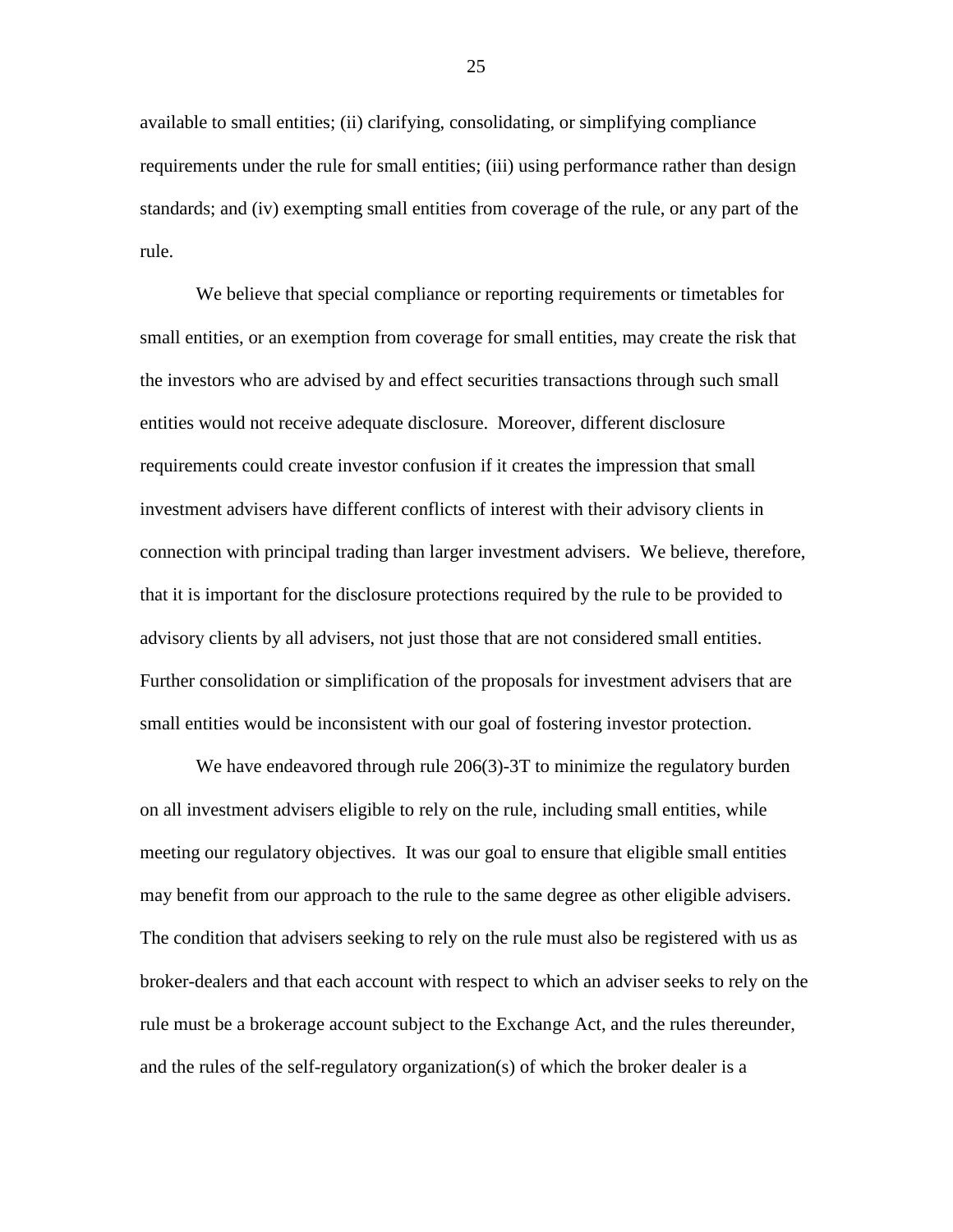available to small entities; (ii) clarifying, consolidating, or simplifying compliance requirements under the rule for small entities; (iii) using performance rather than design standards; and (iv) exempting small entities from coverage of the rule, or any part of the rule.

We believe that special compliance or reporting requirements or timetables for small entities, or an exemption from coverage for small entities, may create the risk that the investors who are advised by and effect securities transactions through such small entities would not receive adequate disclosure. Moreover, different disclosure requirements could create investor confusion if it creates the impression that small investment advisers have different conflicts of interest with their advisory clients in connection with principal trading than larger investment advisers. We believe, therefore, that it is important for the disclosure protections required by the rule to be provided to advisory clients by all advisers, not just those that are not considered small entities. Further consolidation or simplification of the proposals for investment advisers that are small entities would be inconsistent with our goal of fostering investor protection.

We have endeavored through rule 206(3)-3T to minimize the regulatory burden on all investment advisers eligible to rely on the rule, including small entities, while meeting our regulatory objectives. It was our goal to ensure that eligible small entities may benefit from our approach to the rule to the same degree as other eligible advisers. The condition that advisers seeking to rely on the rule must also be registered with us as broker-dealers and that each account with respect to which an adviser seeks to rely on the rule must be a brokerage account subject to the Exchange Act, and the rules thereunder, and the rules of the self-regulatory organization(s) of which the broker dealer is a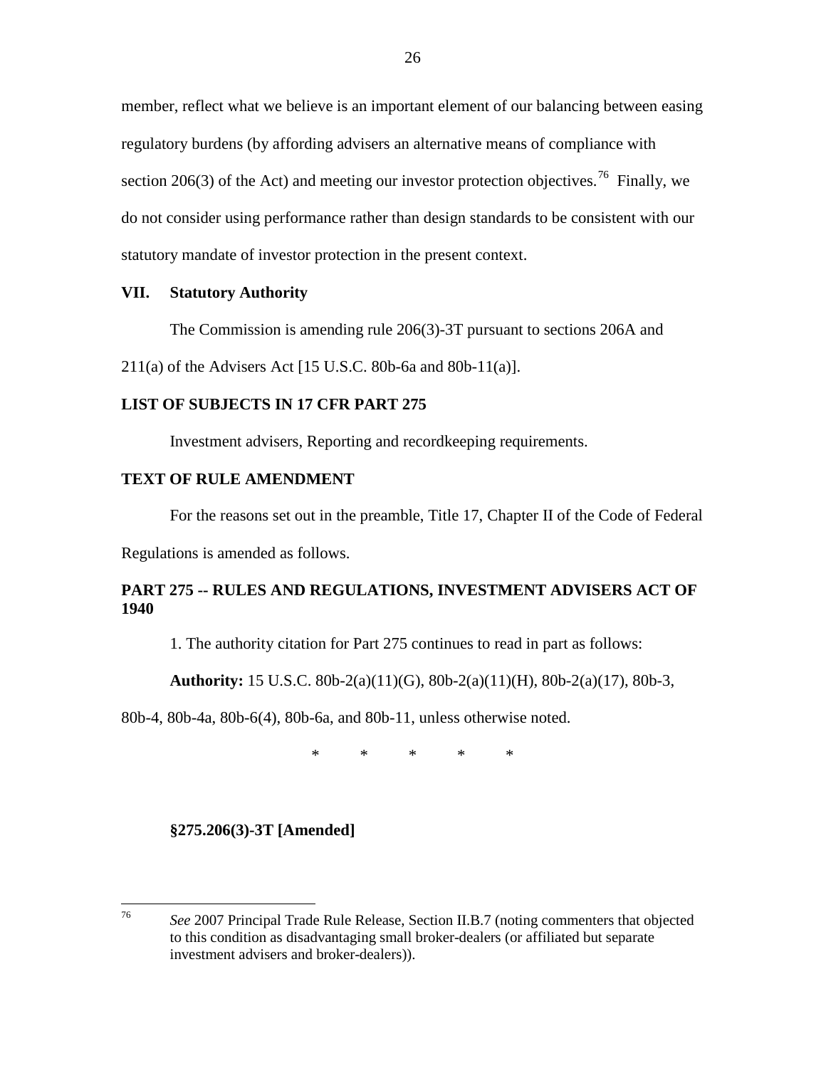member, reflect what we believe is an important element of our balancing between easing regulatory burdens (by affording advisers an alternative means of compliance with section 206(3) of the Act) and meeting our investor protection objectives.[76] Finally, we do not consider using performance rather than design standards to be consistent with our statutory mandate of investor protection in the present context.

## VII. Statutory Authority

The Commission is amending rule 206(3)-3T pursuant to sections 206A and 211(a) of the Advisers Act [15 U.S.C. 80b-6a and 80b-11(a)].

## LIST OF SUBJECTS IN 17 CFR PART 275

Investment advisers, Reporting and recordkeeping requirements.

## TEXT OF RULE AMENDMENT

For the reasons set out in the preamble, Title 17, Chapter II of the Code of Federal Regulations is amended as follows.

## PART 275 -- RULES AND REGULATIONS, INVESTMENT ADVISERS ACT OF 1940

1. The authority citation for Part 275 continues to read in part as follows:

**Authority:** 15 U.S.C. 80b-2(a)(11)(G), 80b-2(a)(11)(H), 80b-2(a)(17), 80b-3, 80b-4, 80b-4a, 80b-6(4), 80b-6a, and 80b-11, unless otherwise noted.

\* \* \* \* \*

**§275.206(3)-3T [Amended]**

---

[76] *See* 2007 Principal Trade Rule Release, Section II.B.7 (noting commenters that objected to this condition as disadvantaging small broker-dealers (or affiliated but separate investment advisers and broker-dealers)).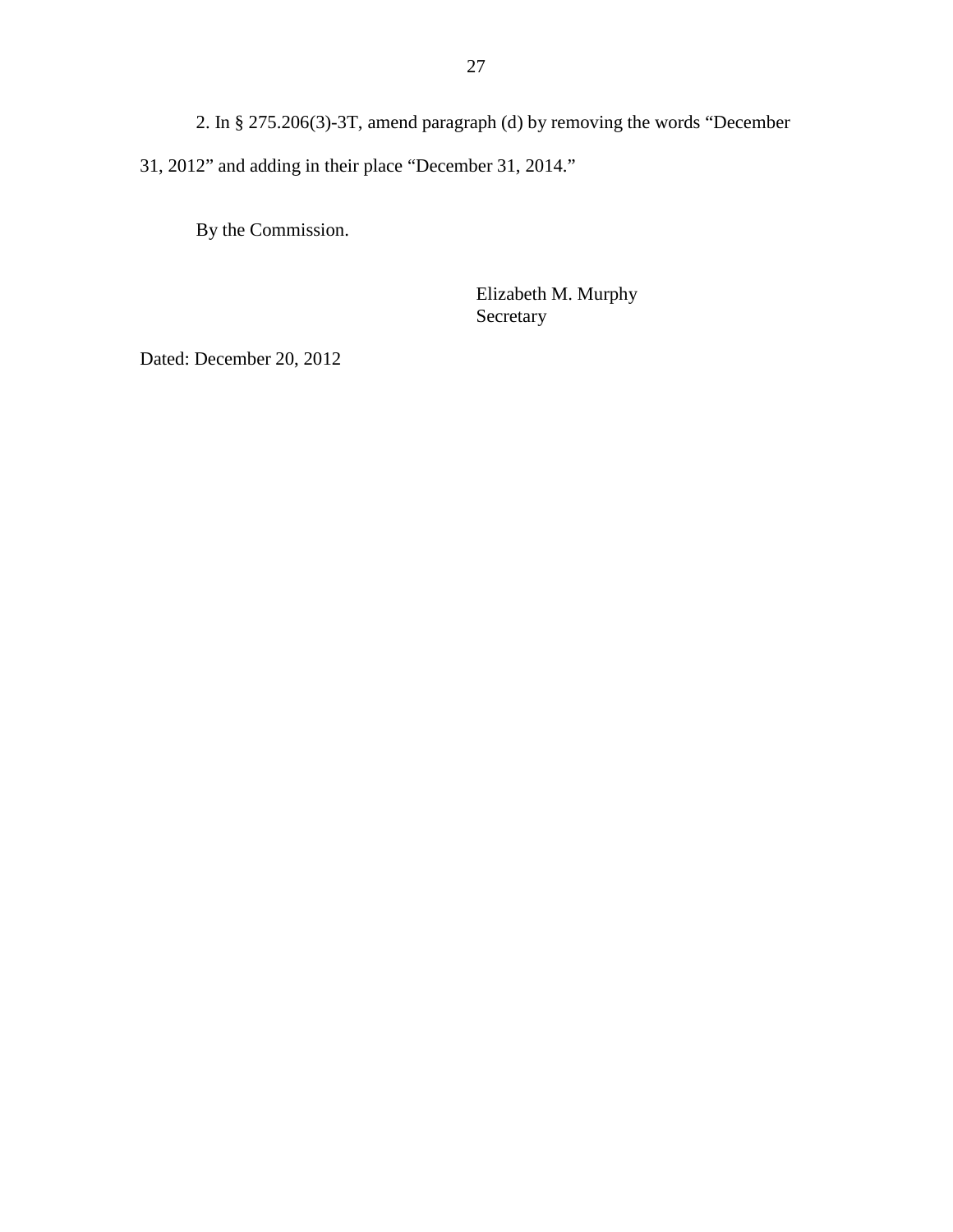2. In § 275.206(3)-3T, amend paragraph (d) by removing the words "December 31, 2012" and adding in their place "December 31, 2014."

By the Commission.

Elizabeth M. Murphy
Secretary

Dated: December 20, 2012